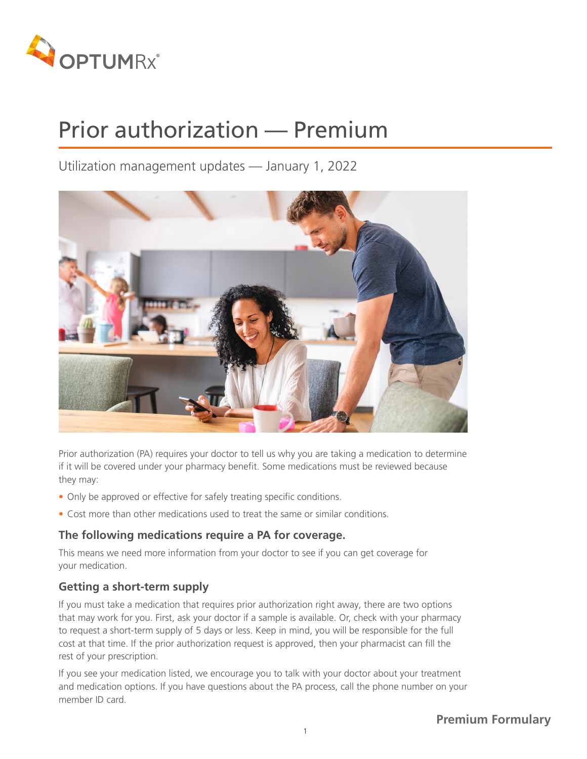# Prior authorization — Premium

Utilization management updates — January 1, 2022

Prior authorization (PA) requires your doctor to tell us why you are taking a medication to determine if it will be covered under your pharmacy benefit. Some medications must be reviewed because they may:

- Only be approved or effective for safely treating specific conditions.
- Cost more than other medications used to treat the same or similar conditions.

### The following medications require a PA for coverage.

This means we need more information from your doctor to see if you can get coverage for your medication.

### Getting a short-term supply

If you must take a medication that requires prior authorization right away, there are two options that may work for you. First, ask your doctor if a sample is available. Or, check with your pharmacy to request a short-term supply of 5 days or less. Keep in mind, you will be responsible for the full cost at that time. If the prior authorization request is approved, then your pharmacist can fill the rest of your prescription.

If you see your medication listed, we encourage you to talk with your doctor about your treatment and medication options. If you have questions about the PA process, call the phone number on your member ID card.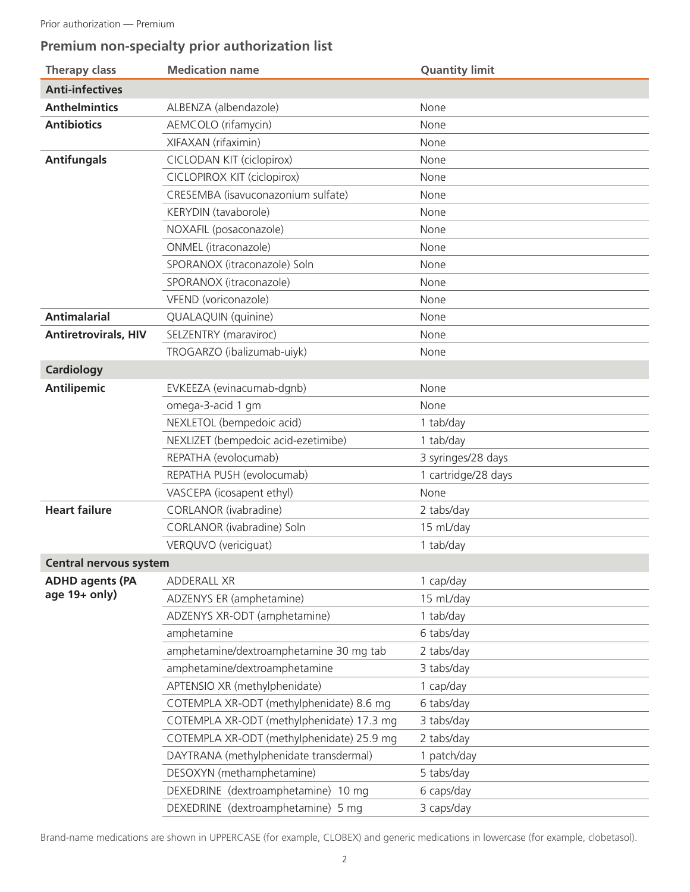## Premium non-specialty prior authorization list

| Therapy class | Medication name | Quantity limit |
|---|---|---|
| **Anti-infectives** | | |
| **Anthelmintics** | ALBENZA (albendazole) | None |
| **Antibiotics** | AEMCOLO (rifamycin) | None |
| | XIFAXAN (rifaximin) | None |
| **Antifungals** | CICLODAN KIT (ciclopirox) | None |
| | CICLOPIROX KIT (ciclopirox) | None |
| | CRESEMBA (isavuconazonium sulfate) | None |
| | KERYDIN (tavaborole) | None |
| | NOXAFIL (posaconazole) | None |
| | ONMEL (itraconazole) | None |
| | SPORANOX (itraconazole) Soln | None |
| | SPORANOX (itraconazole) | None |
| | VFEND (voriconazole) | None |
| **Antimalarial** | QUALAQUIN (quinine) | None |
| **Antiretrovirals, HIV** | SELZENTRY (maraviroc) | None |
| | TROGARZO (ibalizumab-uiyk) | None |
| **Cardiology** | | |
| **Antilipemic** | EVKEEZA (evinacumab-dgnb) | None |
| | omega-3-acid 1 gm | None |
| | NEXLETOL (bempedoic acid) | 1 tab/day |
| | NEXLIZET (bempedoic acid-ezetimibe) | 1 tab/day |
| | REPATHA (evolocumab) | 3 syringes/28 days |
| | REPATHA PUSH (evolocumab) | 1 cartridge/28 days |
| | VASCEPA (icosapent ethyl) | None |
| **Heart failure** | CORLANOR (ivabradine) | 2 tabs/day |
| | CORLANOR (ivabradine) Soln | 15 mL/day |
| | VERQUVO (vericiguat) | 1 tab/day |
| **Central nervous system** | | |
| **ADHD agents (PA age 19+ only)** | ADDERALL XR | 1 cap/day |
| | ADZENYS ER (amphetamine) | 15 mL/day |
| | ADZENYS XR-ODT (amphetamine) | 1 tab/day |
| | amphetamine | 6 tabs/day |
| | amphetamine/dextroamphetamine 30 mg tab | 2 tabs/day |
| | amphetamine/dextroamphetamine | 3 tabs/day |
| | APTENSIO XR (methylphenidate) | 1 cap/day |
| | COTEMPLA XR-ODT (methylphenidate) 8.6 mg | 6 tabs/day |
| | COTEMPLA XR-ODT (methylphenidate) 17.3 mg | 3 tabs/day |
| | COTEMPLA XR-ODT (methylphenidate) 25.9 mg | 2 tabs/day |
| | DAYTRANA (methylphenidate transdermal) | 1 patch/day |
| | DESOXYN (methamphetamine) | 5 tabs/day |
| | DEXEDRINE (dextroamphetamine) 10 mg | 6 caps/day |
| | DEXEDRINE (dextroamphetamine) 5 mg | 3 caps/day |

Brand-name medications are shown in UPPERCASE (for example, CLOBEX) and generic medications in lowercase (for example, clobetasol).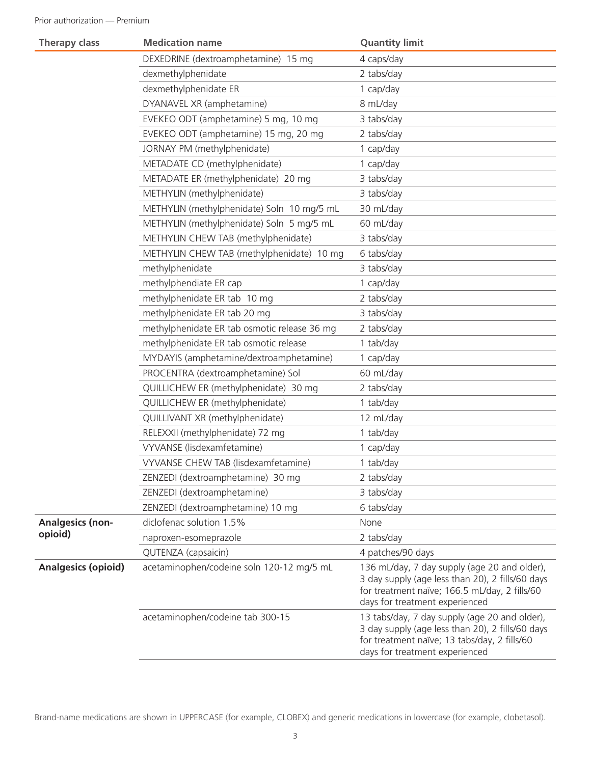Prior authorization — Premium

| Therapy class | Medication name | Quantity limit |
|---|---|---|
| | DEXEDRINE (dextroamphetamine) 15 mg | 4 caps/day |
| | dexmethylphenidate | 2 tabs/day |
| | dexmethylphenidate ER | 1 cap/day |
| | DYANAVEL XR (amphetamine) | 8 mL/day |
| | EVEKEO ODT (amphetamine) 5 mg, 10 mg | 3 tabs/day |
| | EVEKEO ODT (amphetamine) 15 mg, 20 mg | 2 tabs/day |
| | JORNAY PM (methylphenidate) | 1 cap/day |
| | METADATE CD (methylphenidate) | 1 cap/day |
| | METADATE ER (methylphenidate) 20 mg | 3 tabs/day |
| | METHYLIN (methylphenidate) | 3 tabs/day |
| | METHYLIN (methylphenidate) Soln 10 mg/5 mL | 30 mL/day |
| | METHYLIN (methylphenidate) Soln 5 mg/5 mL | 60 mL/day |
| | METHYLIN CHEW TAB (methylphenidate) | 3 tabs/day |
| | METHYLIN CHEW TAB (methylphenidate) 10 mg | 6 tabs/day |
| | methylphenidate | 3 tabs/day |
| | methylphendiate ER cap | 1 cap/day |
| | methylphenidate ER tab 10 mg | 2 tabs/day |
| | methylphenidate ER tab 20 mg | 3 tabs/day |
| | methylphenidate ER tab osmotic release 36 mg | 2 tabs/day |
| | methylphenidate ER tab osmotic release | 1 tab/day |
| | MYDAYIS (amphetamine/dextroamphetamine) | 1 cap/day |
| | PROCENTRA (dextroamphetamine) Sol | 60 mL/day |
| | QUILLICHEW ER (methylphenidate) 30 mg | 2 tabs/day |
| | QUILLICHEW ER (methylphenidate) | 1 tab/day |
| | QUILLIVANT XR (methylphenidate) | 12 mL/day |
| | RELEXXII (methylphenidate) 72 mg | 1 tab/day |
| | VYVANSE (lisdexamfetamine) | 1 cap/day |
| | VYVANSE CHEW TAB (lisdexamfetamine) | 1 tab/day |
| | ZENZEDI (dextroamphetamine) 30 mg | 2 tabs/day |
| | ZENZEDI (dextroamphetamine) | 3 tabs/day |
| | ZENZEDI (dextroamphetamine) 10 mg | 6 tabs/day |
| **Analgesics (non-opioid)** | diclofenac solution 1.5% | None |
| | naproxen-esomeprazole | 2 tabs/day |
| | QUTENZA (capsaicin) | 4 patches/90 days |
| **Analgesics (opioid)** | acetaminophen/codeine soln 120-12 mg/5 mL | 136 mL/day, 7 day supply (age 20 and older), 3 day supply (age less than 20), 2 fills/60 days for treatment naïve; 166.5 mL/day, 2 fills/60 days for treatment experienced |
| | acetaminophen/codeine tab 300-15 | 13 tabs/day, 7 day supply (age 20 and older), 3 day supply (age less than 20), 2 fills/60 days for treatment naïve; 13 tabs/day, 2 fills/60 days for treatment experienced |

Brand-name medications are shown in UPPERCASE (for example, CLOBEX) and generic medications in lowercase (for example, clobetasol).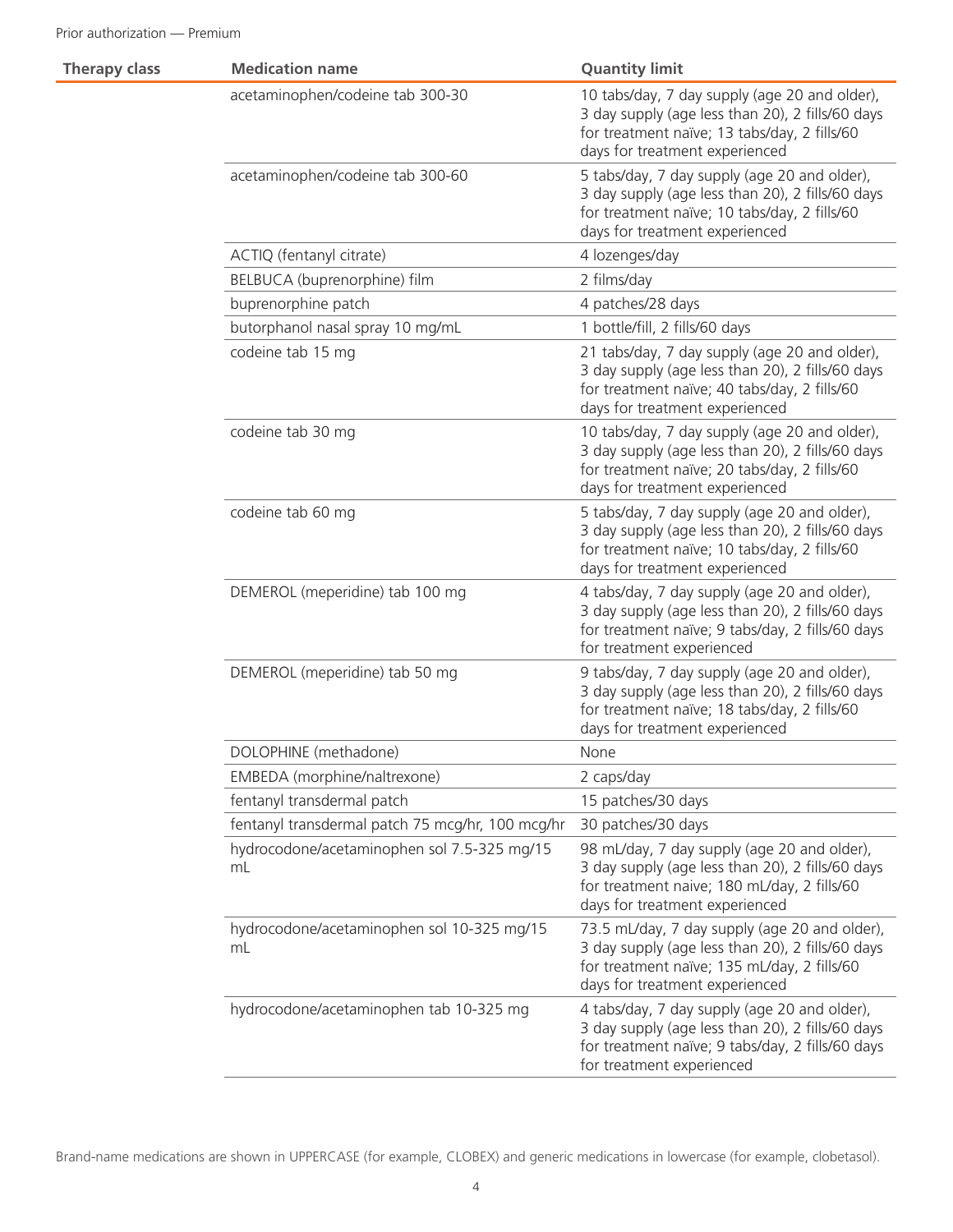| Therapy class | Medication name | Quantity limit |
| --- | --- | --- |
| | acetaminophen/codeine tab 300-30 | 10 tabs/day, 7 day supply (age 20 and older), 3 day supply (age less than 20), 2 fills/60 days for treatment naïve; 13 tabs/day, 2 fills/60 days for treatment experienced |
| | acetaminophen/codeine tab 300-60 | 5 tabs/day, 7 day supply (age 20 and older), 3 day supply (age less than 20), 2 fills/60 days for treatment naïve; 10 tabs/day, 2 fills/60 days for treatment experienced |
| | ACTIQ (fentanyl citrate) | 4 lozenges/day |
| | BELBUCA (buprenorphine) film | 2 films/day |
| | buprenorphine patch | 4 patches/28 days |
| | butorphanol nasal spray 10 mg/mL | 1 bottle/fill, 2 fills/60 days |
| | codeine tab 15 mg | 21 tabs/day, 7 day supply (age 20 and older), 3 day supply (age less than 20), 2 fills/60 days for treatment naïve; 40 tabs/day, 2 fills/60 days for treatment experienced |
| | codeine tab 30 mg | 10 tabs/day, 7 day supply (age 20 and older), 3 day supply (age less than 20), 2 fills/60 days for treatment naïve; 20 tabs/day, 2 fills/60 days for treatment experienced |
| | codeine tab 60 mg | 5 tabs/day, 7 day supply (age 20 and older), 3 day supply (age less than 20), 2 fills/60 days for treatment naïve; 10 tabs/day, 2 fills/60 days for treatment experienced |
| | DEMEROL (meperidine) tab 100 mg | 4 tabs/day, 7 day supply (age 20 and older), 3 day supply (age less than 20), 2 fills/60 days for treatment naïve; 9 tabs/day, 2 fills/60 days for treatment experienced |
| | DEMEROL (meperidine) tab 50 mg | 9 tabs/day, 7 day supply (age 20 and older), 3 day supply (age less than 20), 2 fills/60 days for treatment naïve; 18 tabs/day, 2 fills/60 days for treatment experienced |
| | DOLOPHINE (methadone) | None |
| | EMBEDA (morphine/naltrexone) | 2 caps/day |
| | fentanyl transdermal patch | 15 patches/30 days |
| | fentanyl transdermal patch 75 mcg/hr, 100 mcg/hr | 30 patches/30 days |
| | hydrocodone/acetaminophen sol 7.5-325 mg/15 mL | 98 mL/day, 7 day supply (age 20 and older), 3 day supply (age less than 20), 2 fills/60 days for treatment naive; 180 mL/day, 2 fills/60 days for treatment experienced |
| | hydrocodone/acetaminophen sol 10-325 mg/15 mL | 73.5 mL/day, 7 day supply (age 20 and older), 3 day supply (age less than 20), 2 fills/60 days for treatment naïve; 135 mL/day, 2 fills/60 days for treatment experienced |
| | hydrocodone/acetaminophen tab 10-325 mg | 4 tabs/day, 7 day supply (age 20 and older), 3 day supply (age less than 20), 2 fills/60 days for treatment naïve; 9 tabs/day, 2 fills/60 days for treatment experienced |

Brand-name medications are shown in UPPERCASE (for example, CLOBEX) and generic medications in lowercase (for example, clobetasol).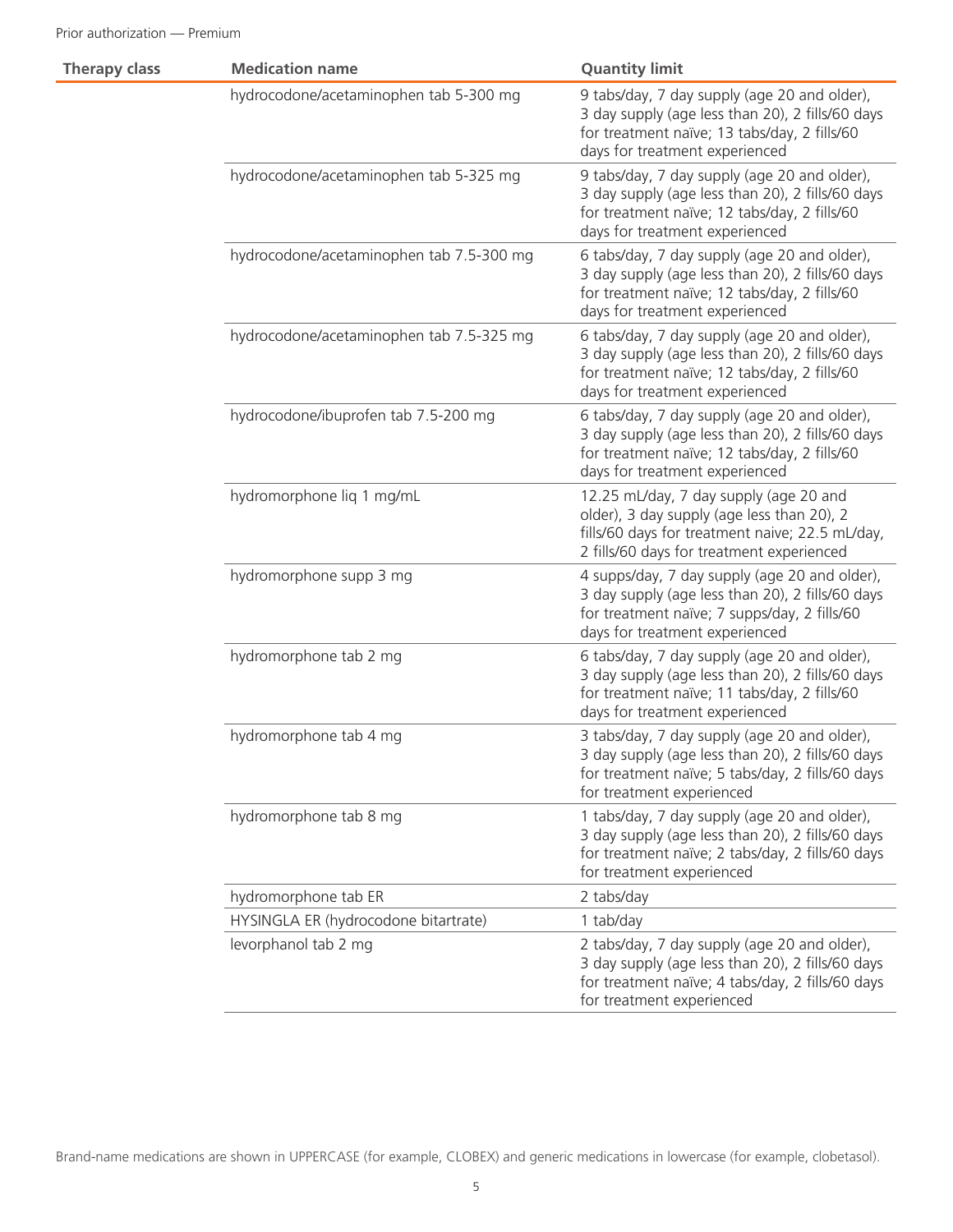| Therapy class | Medication name | Quantity limit |
|---|---|---|
| | hydrocodone/acetaminophen tab 5-300 mg | 9 tabs/day, 7 day supply (age 20 and older), 3 day supply (age less than 20), 2 fills/60 days for treatment naïve; 13 tabs/day, 2 fills/60 days for treatment experienced |
| | hydrocodone/acetaminophen tab 5-325 mg | 9 tabs/day, 7 day supply (age 20 and older), 3 day supply (age less than 20), 2 fills/60 days for treatment naïve; 12 tabs/day, 2 fills/60 days for treatment experienced |
| | hydrocodone/acetaminophen tab 7.5-300 mg | 6 tabs/day, 7 day supply (age 20 and older), 3 day supply (age less than 20), 2 fills/60 days for treatment naïve; 12 tabs/day, 2 fills/60 days for treatment experienced |
| | hydrocodone/acetaminophen tab 7.5-325 mg | 6 tabs/day, 7 day supply (age 20 and older), 3 day supply (age less than 20), 2 fills/60 days for treatment naïve; 12 tabs/day, 2 fills/60 days for treatment experienced |
| | hydrocodone/ibuprofen tab 7.5-200 mg | 6 tabs/day, 7 day supply (age 20 and older), 3 day supply (age less than 20), 2 fills/60 days for treatment naïve; 12 tabs/day, 2 fills/60 days for treatment experienced |
| | hydromorphone liq 1 mg/mL | 12.25 mL/day, 7 day supply (age 20 and older), 3 day supply (age less than 20), 2 fills/60 days for treatment naive; 22.5 mL/day, 2 fills/60 days for treatment experienced |
| | hydromorphone supp 3 mg | 4 supps/day, 7 day supply (age 20 and older), 3 day supply (age less than 20), 2 fills/60 days for treatment naïve; 7 supps/day, 2 fills/60 days for treatment experienced |
| | hydromorphone tab 2 mg | 6 tabs/day, 7 day supply (age 20 and older), 3 day supply (age less than 20), 2 fills/60 days for treatment naïve; 11 tabs/day, 2 fills/60 days for treatment experienced |
| | hydromorphone tab 4 mg | 3 tabs/day, 7 day supply (age 20 and older), 3 day supply (age less than 20), 2 fills/60 days for treatment naïve; 5 tabs/day, 2 fills/60 days for treatment experienced |
| | hydromorphone tab 8 mg | 1 tabs/day, 7 day supply (age 20 and older), 3 day supply (age less than 20), 2 fills/60 days for treatment naïve; 2 tabs/day, 2 fills/60 days for treatment experienced |
| | hydromorphone tab ER | 2 tabs/day |
| | HYSINGLA ER (hydrocodone bitartrate) | 1 tab/day |
| | levorphanol tab 2 mg | 2 tabs/day, 7 day supply (age 20 and older), 3 day supply (age less than 20), 2 fills/60 days for treatment naïve; 4 tabs/day, 2 fills/60 days for treatment experienced |

Brand-name medications are shown in UPPERCASE (for example, CLOBEX) and generic medications in lowercase (for example, clobetasol).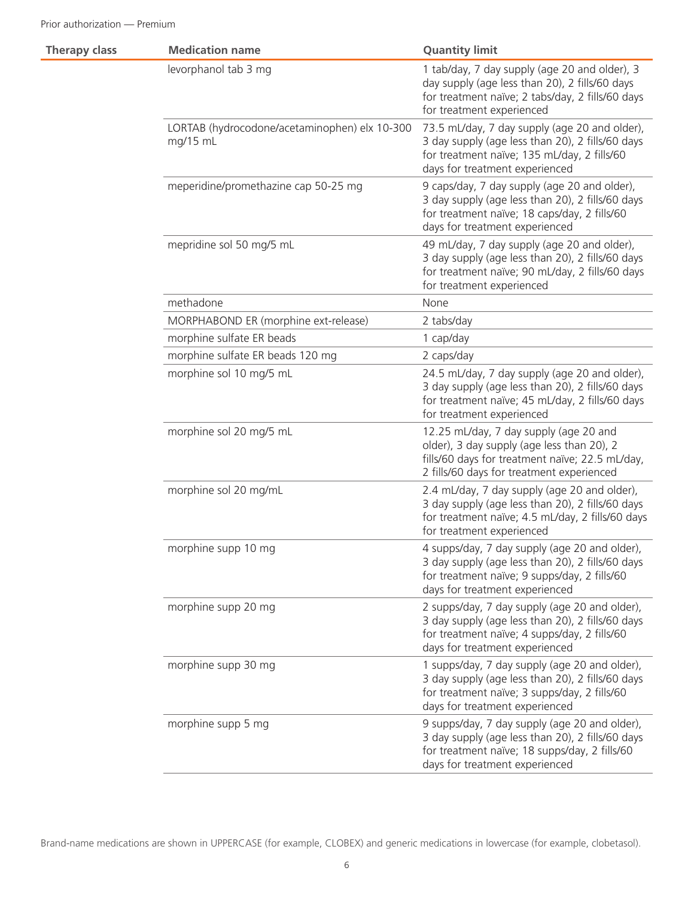| Therapy class | Medication name | Quantity limit |
|---|---|---|
| | levorphanol tab 3 mg | 1 tab/day, 7 day supply (age 20 and older), 3 day supply (age less than 20), 2 fills/60 days for treatment naïve; 2 tabs/day, 2 fills/60 days for treatment experienced |
| | LORTAB (hydrocodone/acetaminophen) elx 10-300 mg/15 mL | 73.5 mL/day, 7 day supply (age 20 and older), 3 day supply (age less than 20), 2 fills/60 days for treatment naïve; 135 mL/day, 2 fills/60 days for treatment experienced |
| | meperidine/promethazine cap 50-25 mg | 9 caps/day, 7 day supply (age 20 and older), 3 day supply (age less than 20), 2 fills/60 days for treatment naïve; 18 caps/day, 2 fills/60 days for treatment experienced |
| | mepridine sol 50 mg/5 mL | 49 mL/day, 7 day supply (age 20 and older), 3 day supply (age less than 20), 2 fills/60 days for treatment naïve; 90 mL/day, 2 fills/60 days for treatment experienced |
| | methadone | None |
| | MORPHABOND ER (morphine ext-release) | 2 tabs/day |
| | morphine sulfate ER beads | 1 cap/day |
| | morphine sulfate ER beads 120 mg | 2 caps/day |
| | morphine sol 10 mg/5 mL | 24.5 mL/day, 7 day supply (age 20 and older), 3 day supply (age less than 20), 2 fills/60 days for treatment naïve; 45 mL/day, 2 fills/60 days for treatment experienced |
| | morphine sol 20 mg/5 mL | 12.25 mL/day, 7 day supply (age 20 and older), 3 day supply (age less than 20), 2 fills/60 days for treatment naïve; 22.5 mL/day, 2 fills/60 days for treatment experienced |
| | morphine sol 20 mg/mL | 2.4 mL/day, 7 day supply (age 20 and older), 3 day supply (age less than 20), 2 fills/60 days for treatment naïve; 4.5 mL/day, 2 fills/60 days for treatment experienced |
| | morphine supp 10 mg | 4 supps/day, 7 day supply (age 20 and older), 3 day supply (age less than 20), 2 fills/60 days for treatment naïve; 9 supps/day, 2 fills/60 days for treatment experienced |
| | morphine supp 20 mg | 2 supps/day, 7 day supply (age 20 and older), 3 day supply (age less than 20), 2 fills/60 days for treatment naïve; 4 supps/day, 2 fills/60 days for treatment experienced |
| | morphine supp 30 mg | 1 supps/day, 7 day supply (age 20 and older), 3 day supply (age less than 20), 2 fills/60 days for treatment naïve; 3 supps/day, 2 fills/60 days for treatment experienced |
| | morphine supp 5 mg | 9 supps/day, 7 day supply (age 20 and older), 3 day supply (age less than 20), 2 fills/60 days for treatment naïve; 18 supps/day, 2 fills/60 days for treatment experienced |

Brand-name medications are shown in UPPERCASE (for example, CLOBEX) and generic medications in lowercase (for example, clobetasol).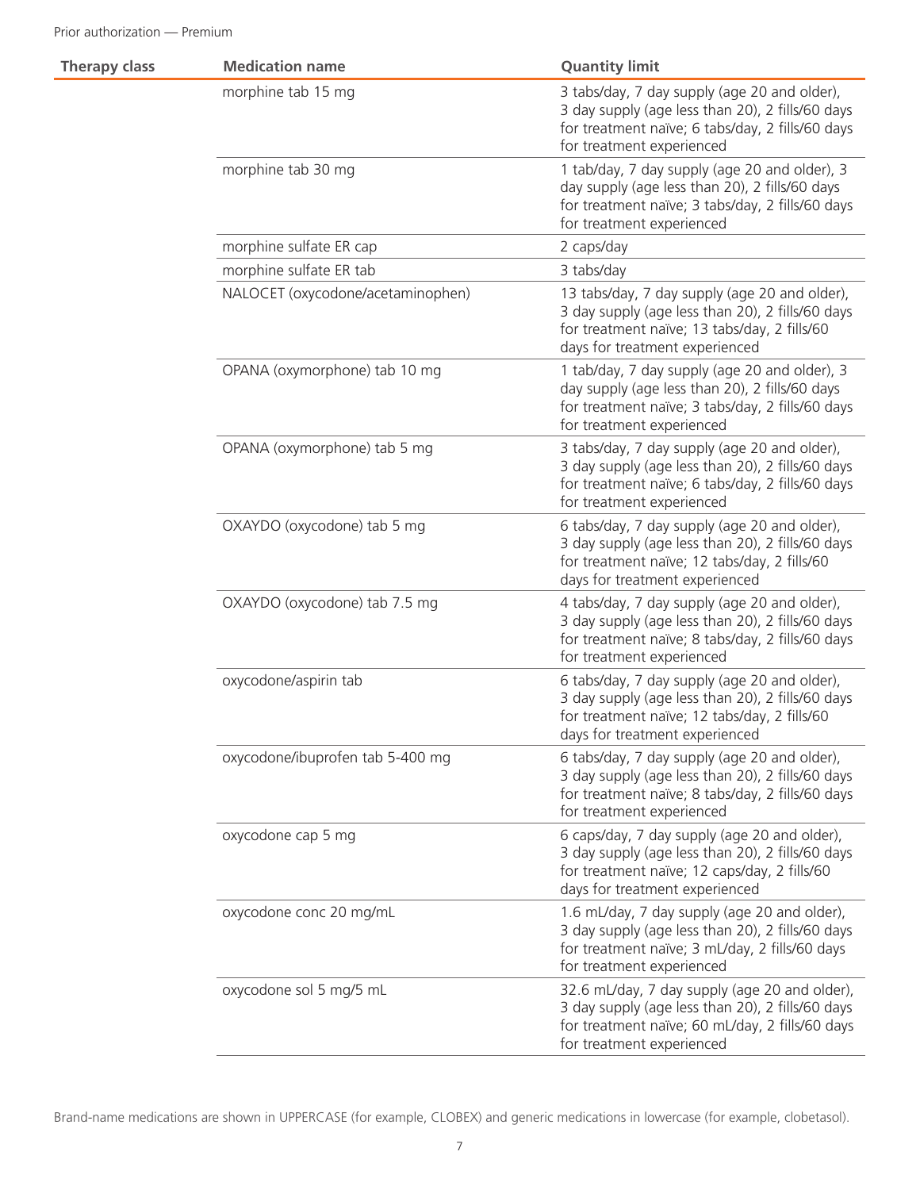| Therapy class | Medication name | Quantity limit |
| --- | --- | --- |
| | morphine tab 15 mg | 3 tabs/day, 7 day supply (age 20 and older), 3 day supply (age less than 20), 2 fills/60 days for treatment naïve; 6 tabs/day, 2 fills/60 days for treatment experienced |
| | morphine tab 30 mg | 1 tab/day, 7 day supply (age 20 and older), 3 day supply (age less than 20), 2 fills/60 days for treatment naïve; 3 tabs/day, 2 fills/60 days for treatment experienced |
| | morphine sulfate ER cap | 2 caps/day |
| | morphine sulfate ER tab | 3 tabs/day |
| | NALOCET (oxycodone/acetaminophen) | 13 tabs/day, 7 day supply (age 20 and older), 3 day supply (age less than 20), 2 fills/60 days for treatment naïve; 13 tabs/day, 2 fills/60 days for treatment experienced |
| | OPANA (oxymorphone) tab 10 mg | 1 tab/day, 7 day supply (age 20 and older), 3 day supply (age less than 20), 2 fills/60 days for treatment naïve; 3 tabs/day, 2 fills/60 days for treatment experienced |
| | OPANA (oxymorphone) tab 5 mg | 3 tabs/day, 7 day supply (age 20 and older), 3 day supply (age less than 20), 2 fills/60 days for treatment naïve; 6 tabs/day, 2 fills/60 days for treatment experienced |
| | OXAYDO (oxycodone) tab 5 mg | 6 tabs/day, 7 day supply (age 20 and older), 3 day supply (age less than 20), 2 fills/60 days for treatment naïve; 12 tabs/day, 2 fills/60 days for treatment experienced |
| | OXAYDO (oxycodone) tab 7.5 mg | 4 tabs/day, 7 day supply (age 20 and older), 3 day supply (age less than 20), 2 fills/60 days for treatment naïve; 8 tabs/day, 2 fills/60 days for treatment experienced |
| | oxycodone/aspirin tab | 6 tabs/day, 7 day supply (age 20 and older), 3 day supply (age less than 20), 2 fills/60 days for treatment naïve; 12 tabs/day, 2 fills/60 days for treatment experienced |
| | oxycodone/ibuprofen tab 5-400 mg | 6 tabs/day, 7 day supply (age 20 and older), 3 day supply (age less than 20), 2 fills/60 days for treatment naïve; 8 tabs/day, 2 fills/60 days for treatment experienced |
| | oxycodone cap 5 mg | 6 caps/day, 7 day supply (age 20 and older), 3 day supply (age less than 20), 2 fills/60 days for treatment naïve; 12 caps/day, 2 fills/60 days for treatment experienced |
| | oxycodone conc 20 mg/mL | 1.6 mL/day, 7 day supply (age 20 and older), 3 day supply (age less than 20), 2 fills/60 days for treatment naïve; 3 mL/day, 2 fills/60 days for treatment experienced |
| | oxycodone sol 5 mg/5 mL | 32.6 mL/day, 7 day supply (age 20 and older), 3 day supply (age less than 20), 2 fills/60 days for treatment naïve; 60 mL/day, 2 fills/60 days for treatment experienced |

Brand-name medications are shown in UPPERCASE (for example, CLOBEX) and generic medications in lowercase (for example, clobetasol).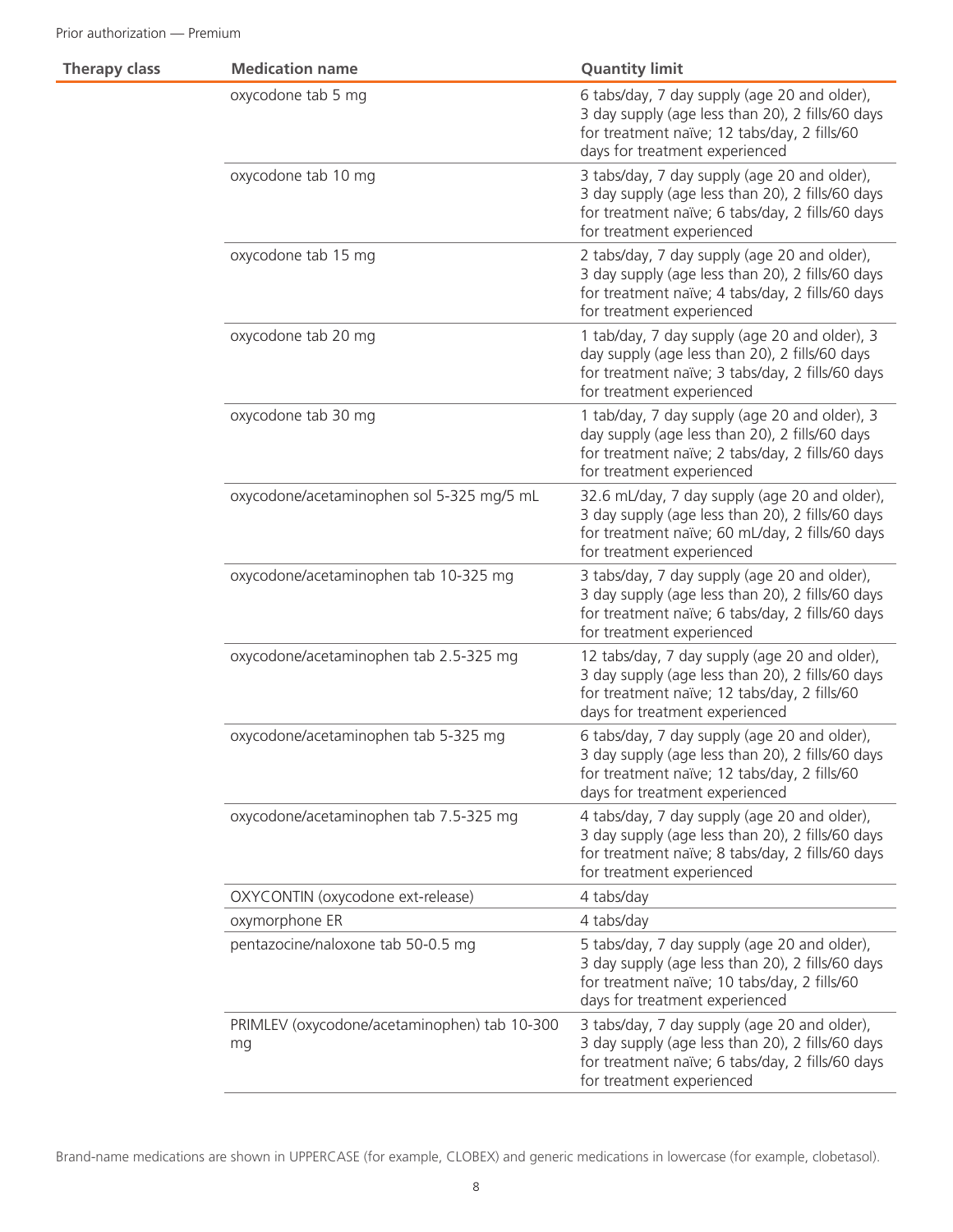| Therapy class | Medication name | Quantity limit |
|---|---|---|
| | oxycodone tab 5 mg | 6 tabs/day, 7 day supply (age 20 and older), 3 day supply (age less than 20), 2 fills/60 days for treatment naïve; 12 tabs/day, 2 fills/60 days for treatment experienced |
| | oxycodone tab 10 mg | 3 tabs/day, 7 day supply (age 20 and older), 3 day supply (age less than 20), 2 fills/60 days for treatment naïve; 6 tabs/day, 2 fills/60 days for treatment experienced |
| | oxycodone tab 15 mg | 2 tabs/day, 7 day supply (age 20 and older), 3 day supply (age less than 20), 2 fills/60 days for treatment naïve; 4 tabs/day, 2 fills/60 days for treatment experienced |
| | oxycodone tab 20 mg | 1 tab/day, 7 day supply (age 20 and older), 3 day supply (age less than 20), 2 fills/60 days for treatment naïve; 3 tabs/day, 2 fills/60 days for treatment experienced |
| | oxycodone tab 30 mg | 1 tab/day, 7 day supply (age 20 and older), 3 day supply (age less than 20), 2 fills/60 days for treatment naïve; 2 tabs/day, 2 fills/60 days for treatment experienced |
| | oxycodone/acetaminophen sol 5-325 mg/5 mL | 32.6 mL/day, 7 day supply (age 20 and older), 3 day supply (age less than 20), 2 fills/60 days for treatment naïve; 60 mL/day, 2 fills/60 days for treatment experienced |
| | oxycodone/acetaminophen tab 10-325 mg | 3 tabs/day, 7 day supply (age 20 and older), 3 day supply (age less than 20), 2 fills/60 days for treatment naïve; 6 tabs/day, 2 fills/60 days for treatment experienced |
| | oxycodone/acetaminophen tab 2.5-325 mg | 12 tabs/day, 7 day supply (age 20 and older), 3 day supply (age less than 20), 2 fills/60 days for treatment naïve; 12 tabs/day, 2 fills/60 days for treatment experienced |
| | oxycodone/acetaminophen tab 5-325 mg | 6 tabs/day, 7 day supply (age 20 and older), 3 day supply (age less than 20), 2 fills/60 days for treatment naïve; 12 tabs/day, 2 fills/60 days for treatment experienced |
| | oxycodone/acetaminophen tab 7.5-325 mg | 4 tabs/day, 7 day supply (age 20 and older), 3 day supply (age less than 20), 2 fills/60 days for treatment naïve; 8 tabs/day, 2 fills/60 days for treatment experienced |
| | OXYCONTIN (oxycodone ext-release) | 4 tabs/day |
| | oxymorphone ER | 4 tabs/day |
| | pentazocine/naloxone tab 50-0.5 mg | 5 tabs/day, 7 day supply (age 20 and older), 3 day supply (age less than 20), 2 fills/60 days for treatment naïve; 10 tabs/day, 2 fills/60 days for treatment experienced |
| | PRIMLEV (oxycodone/acetaminophen) tab 10-300 mg | 3 tabs/day, 7 day supply (age 20 and older), 3 day supply (age less than 20), 2 fills/60 days for treatment naïve; 6 tabs/day, 2 fills/60 days for treatment experienced |

Brand-name medications are shown in UPPERCASE (for example, CLOBEX) and generic medications in lowercase (for example, clobetasol).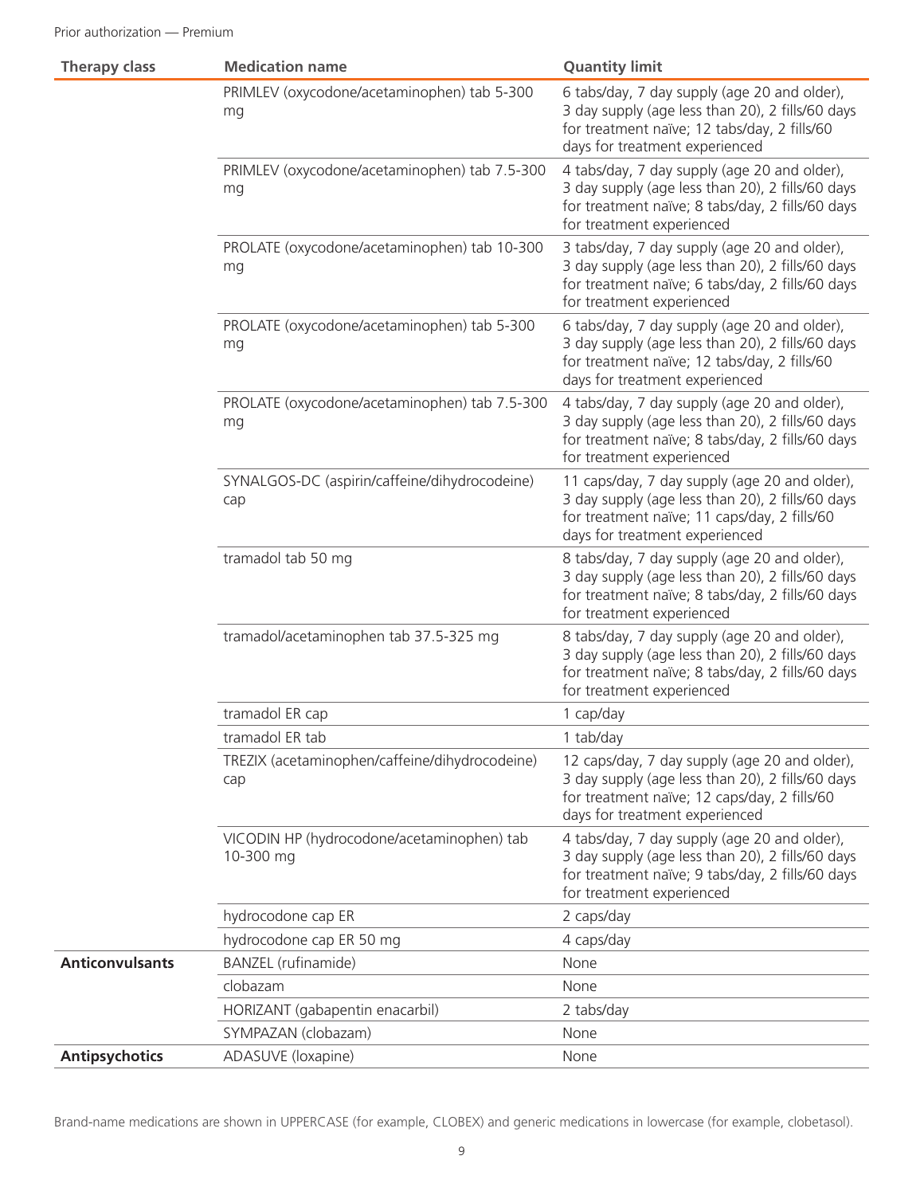| Therapy class | Medication name | Quantity limit |
|---|---|---|
| | PRIMLEV (oxycodone/acetaminophen) tab 5-300 mg | 6 tabs/day, 7 day supply (age 20 and older), 3 day supply (age less than 20), 2 fills/60 days for treatment naïve; 12 tabs/day, 2 fills/60 days for treatment experienced |
| | PRIMLEV (oxycodone/acetaminophen) tab 7.5-300 mg | 4 tabs/day, 7 day supply (age 20 and older), 3 day supply (age less than 20), 2 fills/60 days for treatment naïve; 8 tabs/day, 2 fills/60 days for treatment experienced |
| | PROLATE (oxycodone/acetaminophen) tab 10-300 mg | 3 tabs/day, 7 day supply (age 20 and older), 3 day supply (age less than 20), 2 fills/60 days for treatment naïve; 6 tabs/day, 2 fills/60 days for treatment experienced |
| | PROLATE (oxycodone/acetaminophen) tab 5-300 mg | 6 tabs/day, 7 day supply (age 20 and older), 3 day supply (age less than 20), 2 fills/60 days for treatment naïve; 12 tabs/day, 2 fills/60 days for treatment experienced |
| | PROLATE (oxycodone/acetaminophen) tab 7.5-300 mg | 4 tabs/day, 7 day supply (age 20 and older), 3 day supply (age less than 20), 2 fills/60 days for treatment naïve; 8 tabs/day, 2 fills/60 days for treatment experienced |
| | SYNALGOS-DC (aspirin/caffeine/dihydrocodeine) cap | 11 caps/day, 7 day supply (age 20 and older), 3 day supply (age less than 20), 2 fills/60 days for treatment naïve; 11 caps/day, 2 fills/60 days for treatment experienced |
| | tramadol tab 50 mg | 8 tabs/day, 7 day supply (age 20 and older), 3 day supply (age less than 20), 2 fills/60 days for treatment naïve; 8 tabs/day, 2 fills/60 days for treatment experienced |
| | tramadol/acetaminophen tab 37.5-325 mg | 8 tabs/day, 7 day supply (age 20 and older), 3 day supply (age less than 20), 2 fills/60 days for treatment naïve; 8 tabs/day, 2 fills/60 days for treatment experienced |
| | tramadol ER cap | 1 cap/day |
| | tramadol ER tab | 1 tab/day |
| | TREZIX (acetaminophen/caffeine/dihydrocodeine) cap | 12 caps/day, 7 day supply (age 20 and older), 3 day supply (age less than 20), 2 fills/60 days for treatment naïve; 12 caps/day, 2 fills/60 days for treatment experienced |
| | VICODIN HP (hydrocodone/acetaminophen) tab 10-300 mg | 4 tabs/day, 7 day supply (age 20 and older), 3 day supply (age less than 20), 2 fills/60 days for treatment naïve; 9 tabs/day, 2 fills/60 days for treatment experienced |
| | hydrocodone cap ER | 2 caps/day |
| | hydrocodone cap ER 50 mg | 4 caps/day |
| **Anticonvulsants** | BANZEL (rufinamide) | None |
| | clobazam | None |
| | HORIZANT (gabapentin enacarbil) | 2 tabs/day |
| | SYMPAZAN (clobazam) | None |
| **Antipsychotics** | ADASUVE (loxapine) | None |

Brand-name medications are shown in UPPERCASE (for example, CLOBEX) and generic medications in lowercase (for example, clobetasol).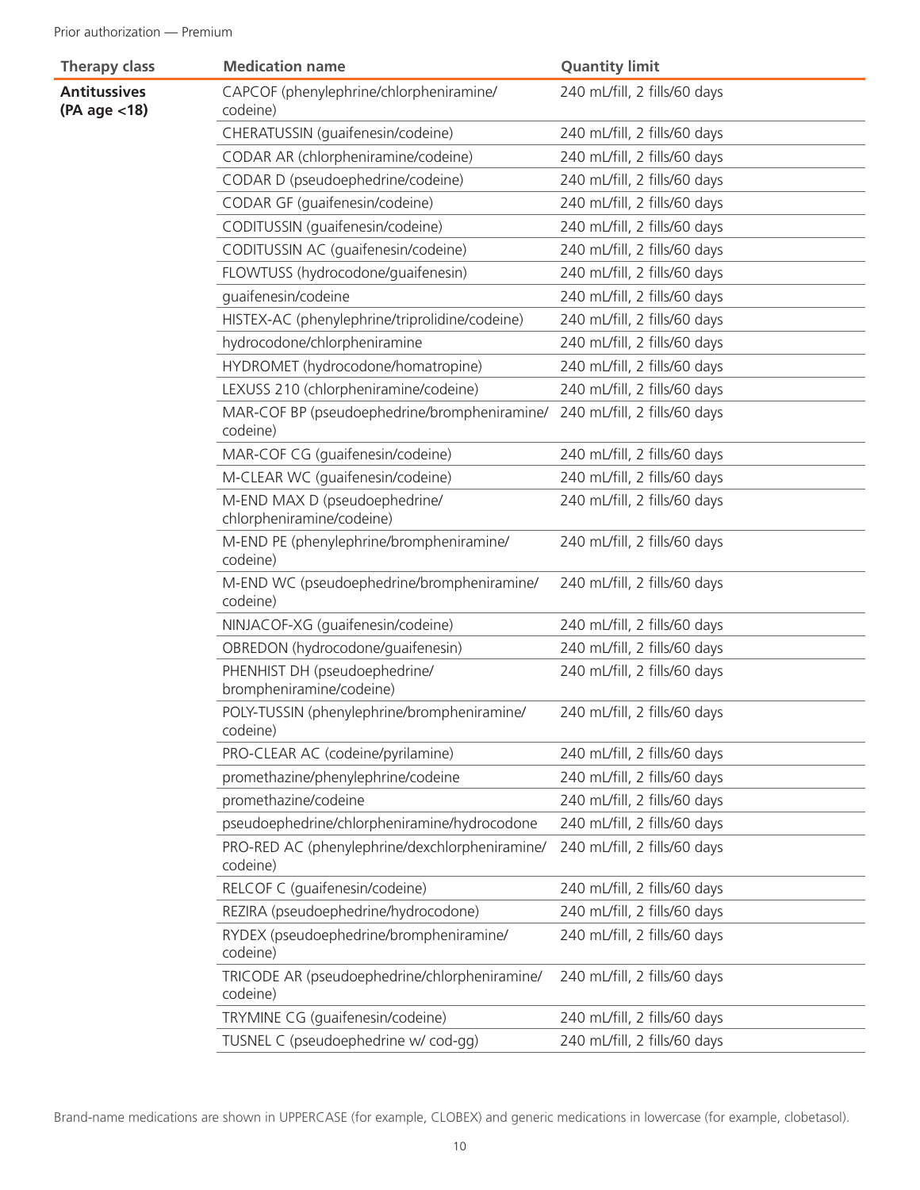Prior authorization — Premium

| Therapy class | Medication name | Quantity limit |
|---|---|---|
| **Antitussives (PA age <18)** | CAPCOF (phenylephrine/chlorpheniramine/codeine) | 240 mL/fill, 2 fills/60 days |
| | CHERATUSSIN (guaifenesin/codeine) | 240 mL/fill, 2 fills/60 days |
| | CODAR AR (chlorpheniramine/codeine) | 240 mL/fill, 2 fills/60 days |
| | CODAR D (pseudoephedrine/codeine) | 240 mL/fill, 2 fills/60 days |
| | CODAR GF (guaifenesin/codeine) | 240 mL/fill, 2 fills/60 days |
| | CODITUSSIN (guaifenesin/codeine) | 240 mL/fill, 2 fills/60 days |
| | CODITUSSIN AC (guaifenesin/codeine) | 240 mL/fill, 2 fills/60 days |
| | FLOWTUSS (hydrocodone/guaifenesin) | 240 mL/fill, 2 fills/60 days |
| | guaifenesin/codeine | 240 mL/fill, 2 fills/60 days |
| | HISTEX-AC (phenylephrine/triprolidine/codeine) | 240 mL/fill, 2 fills/60 days |
| | hydrocodone/chlorpheniramine | 240 mL/fill, 2 fills/60 days |
| | HYDROMET (hydrocodone/homatropine) | 240 mL/fill, 2 fills/60 days |
| | LEXUSS 210 (chlorpheniramine/codeine) | 240 mL/fill, 2 fills/60 days |
| | MAR-COF BP (pseudoephedrine/brompheniramine/codeine) | 240 mL/fill, 2 fills/60 days |
| | MAR-COF CG (guaifenesin/codeine) | 240 mL/fill, 2 fills/60 days |
| | M-CLEAR WC (guaifenesin/codeine) | 240 mL/fill, 2 fills/60 days |
| | M-END MAX D (pseudoephedrine/chlorpheniramine/codeine) | 240 mL/fill, 2 fills/60 days |
| | M-END PE (phenylephrine/brompheniramine/codeine) | 240 mL/fill, 2 fills/60 days |
| | M-END WC (pseudoephedrine/brompheniramine/codeine) | 240 mL/fill, 2 fills/60 days |
| | NINJACOF-XG (guaifenesin/codeine) | 240 mL/fill, 2 fills/60 days |
| | OBREDON (hydrocodone/guaifenesin) | 240 mL/fill, 2 fills/60 days |
| | PHENHIST DH (pseudoephedrine/brompheniramine/codeine) | 240 mL/fill, 2 fills/60 days |
| | POLY-TUSSIN (phenylephrine/brompheniramine/codeine) | 240 mL/fill, 2 fills/60 days |
| | PRO-CLEAR AC (codeine/pyrilamine) | 240 mL/fill, 2 fills/60 days |
| | promethazine/phenylephrine/codeine | 240 mL/fill, 2 fills/60 days |
| | promethazine/codeine | 240 mL/fill, 2 fills/60 days |
| | pseudoephedrine/chlorpheniramine/hydrocodone | 240 mL/fill, 2 fills/60 days |
| | PRO-RED AC (phenylephrine/dexchlorpheniramine/codeine) | 240 mL/fill, 2 fills/60 days |
| | RELCOF C (guaifenesin/codeine) | 240 mL/fill, 2 fills/60 days |
| | REZIRA (pseudoephedrine/hydrocodone) | 240 mL/fill, 2 fills/60 days |
| | RYDEX (pseudoephedrine/brompheniramine/codeine) | 240 mL/fill, 2 fills/60 days |
| | TRICODE AR (pseudoephedrine/chlorpheniramine/codeine) | 240 mL/fill, 2 fills/60 days |
| | TRYMINE CG (guaifenesin/codeine) | 240 mL/fill, 2 fills/60 days |
| | TUSNEL C (pseudoephedrine w/ cod-gg) | 240 mL/fill, 2 fills/60 days |

Brand-name medications are shown in UPPERCASE (for example, CLOBEX) and generic medications in lowercase (for example, clobetasol).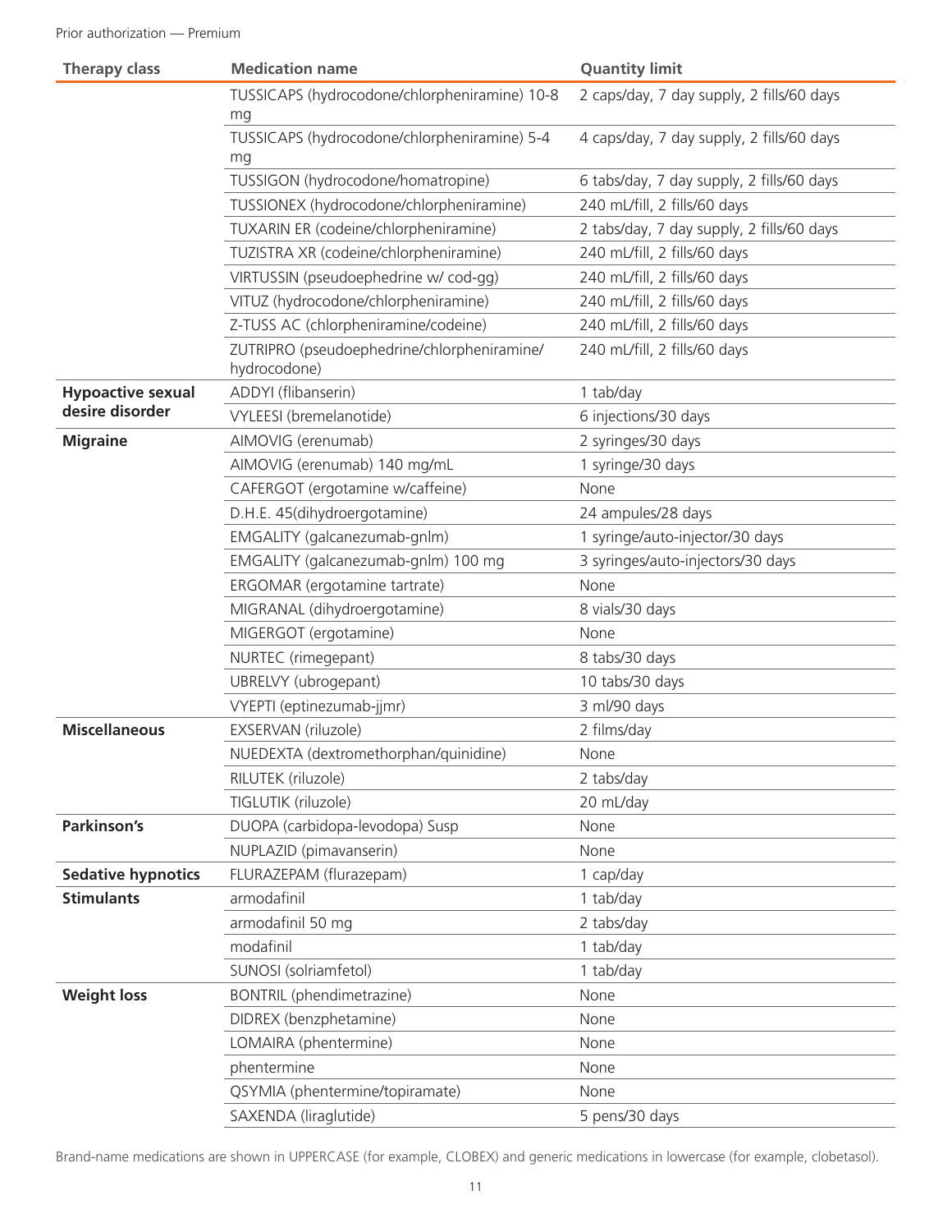| Therapy class | Medication name | Quantity limit |
|---|---|---|
| | TUSSICAPS (hydrocodone/chlorpheniramine) 10-8 mg | 2 caps/day, 7 day supply, 2 fills/60 days |
| | TUSSICAPS (hydrocodone/chlorpheniramine) 5-4 mg | 4 caps/day, 7 day supply, 2 fills/60 days |
| | TUSSIGON (hydrocodone/homatropine) | 6 tabs/day, 7 day supply, 2 fills/60 days |
| | TUSSIONEX (hydrocodone/chlorpheniramine) | 240 mL/fill, 2 fills/60 days |
| | TUXARIN ER (codeine/chlorpheniramine) | 2 tabs/day, 7 day supply, 2 fills/60 days |
| | TUZISTRA XR (codeine/chlorpheniramine) | 240 mL/fill, 2 fills/60 days |
| | VIRTUSSIN (pseudoephedrine w/ cod-gg) | 240 mL/fill, 2 fills/60 days |
| | VITUZ (hydrocodone/chlorpheniramine) | 240 mL/fill, 2 fills/60 days |
| | Z-TUSS AC (chlorpheniramine/codeine) | 240 mL/fill, 2 fills/60 days |
| | ZUTRIPRO (pseudoephedrine/chlorpheniramine/hydrocodone) | 240 mL/fill, 2 fills/60 days |
| **Hypoactive sexual desire disorder** | ADDYI (flibanserin) | 1 tab/day |
| | VYLEESI (bremelanotide) | 6 injections/30 days |
| **Migraine** | AIMOVIG (erenumab) | 2 syringes/30 days |
| | AIMOVIG (erenumab) 140 mg/mL | 1 syringe/30 days |
| | CAFERGOT (ergotamine w/caffeine) | None |
| | D.H.E. 45(dihydroergotamine) | 24 ampules/28 days |
| | EMGALITY (galcanezumab-gnlm) | 1 syringe/auto-injector/30 days |
| | EMGALITY (galcanezumab-gnlm) 100 mg | 3 syringes/auto-injectors/30 days |
| | ERGOMAR (ergotamine tartrate) | None |
| | MIGRANAL (dihydroergotamine) | 8 vials/30 days |
| | MIGERGOT (ergotamine) | None |
| | NURTEC (rimegepant) | 8 tabs/30 days |
| | UBRELVY (ubrogepant) | 10 tabs/30 days |
| | VYEPTI (eptinezumab-jjmr) | 3 ml/90 days |
| **Miscellaneous** | EXSERVAN (riluzole) | 2 films/day |
| | NUEDEXTA (dextromethorphan/quinidine) | None |
| | RILUTEK (riluzole) | 2 tabs/day |
| | TIGLUTIK (riluzole) | 20 mL/day |
| **Parkinson's** | DUOPA (carbidopa-levodopa) Susp | None |
| | NUPLAZID (pimavanserin) | None |
| **Sedative hypnotics** | FLURAZEPAM (flurazepam) | 1 cap/day |
| **Stimulants** | armodafinil | 1 tab/day |
| | armodafinil 50 mg | 2 tabs/day |
| | modafinil | 1 tab/day |
| | SUNOSI (solriamfetol) | 1 tab/day |
| **Weight loss** | BONTRIL (phendimetrazine) | None |
| | DIDREX (benzphetamine) | None |
| | LOMAIRA (phentermine) | None |
| | phentermine | None |
| | QSYMIA (phentermine/topiramate) | None |
| | SAXENDA (liraglutide) | 5 pens/30 days |

Brand-name medications are shown in UPPERCASE (for example, CLOBEX) and generic medications in lowercase (for example, clobetasol).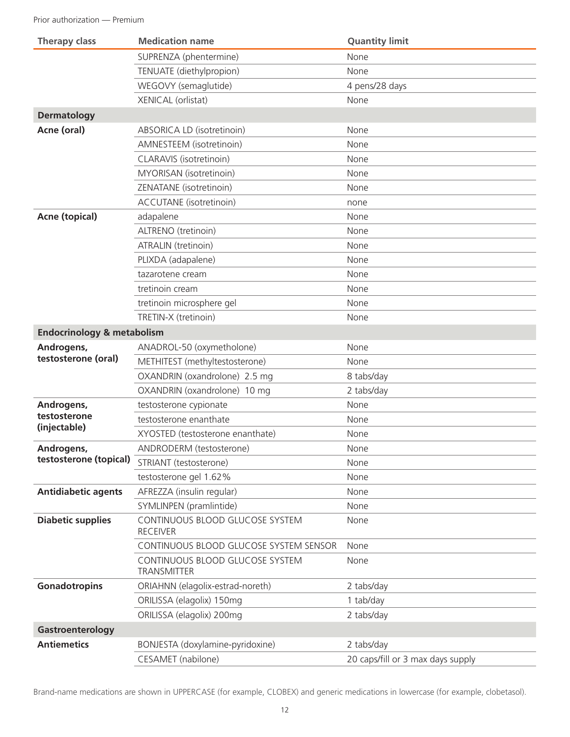| Therapy class | Medication name | Quantity limit |
|---|---|---|
| | SUPRENZA (phentermine) | None |
| | TENUATE (diethylpropion) | None |
| | WEGOVY (semaglutide) | 4 pens/28 days |
| | XENICAL (orlistat) | None |
| **Dermatology** | | |
| **Acne (oral)** | ABSORICA LD (isotretinoin) | None |
| | AMNESTEEM (isotretinoin) | None |
| | CLARAVIS (isotretinoin) | None |
| | MYORISAN (isotretinoin) | None |
| | ZENATANE (isotretinoin) | None |
| | ACCUTANE (isotretinoin) | none |
| **Acne (topical)** | adapalene | None |
| | ALTRENO (tretinoin) | None |
| | ATRALIN (tretinoin) | None |
| | PLIXDA (adapalene) | None |
| | tazarotene cream | None |
| | tretinoin cream | None |
| | tretinoin microsphere gel | None |
| | TRETIN-X (tretinoin) | None |
| **Endocrinology & metabolism** | | |
| **Androgens, testosterone (oral)** | ANADROL-50 (oxymetholone) | None |
| | METHITEST (methyltestosterone) | None |
| | OXANDRIN (oxandrolone) 2.5 mg | 8 tabs/day |
| | OXANDRIN (oxandrolone) 10 mg | 2 tabs/day |
| **Androgens, testosterone (injectable)** | testosterone cypionate | None |
| | testosterone enanthate | None |
| | XYOSTED (testosterone enanthate) | None |
| **Androgens, testosterone (topical)** | ANDRODERM (testosterone) | None |
| | STRIANT (testosterone) | None |
| | testosterone gel 1.62% | None |
| **Antidiabetic agents** | AFREZZA (insulin regular) | None |
| | SYMLINPEN (pramlintide) | None |
| **Diabetic supplies** | CONTINUOUS BLOOD GLUCOSE SYSTEM RECEIVER | None |
| | CONTINUOUS BLOOD GLUCOSE SYSTEM SENSOR | None |
| | CONTINUOUS BLOOD GLUCOSE SYSTEM TRANSMITTER | None |
| **Gonadotropins** | ORIAHNN (elagolix-estrad-noreth) | 2 tabs/day |
| | ORILISSA (elagolix) 150mg | 1 tab/day |
| | ORILISSA (elagolix) 200mg | 2 tabs/day |
| **Gastroenterology** | | |
| **Antiemetics** | BONJESTA (doxylamine-pyridoxine) | 2 tabs/day |
| | CESAMET (nabilone) | 20 caps/fill or 3 max days supply |

Brand-name medications are shown in UPPERCASE (for example, CLOBEX) and generic medications in lowercase (for example, clobetasol).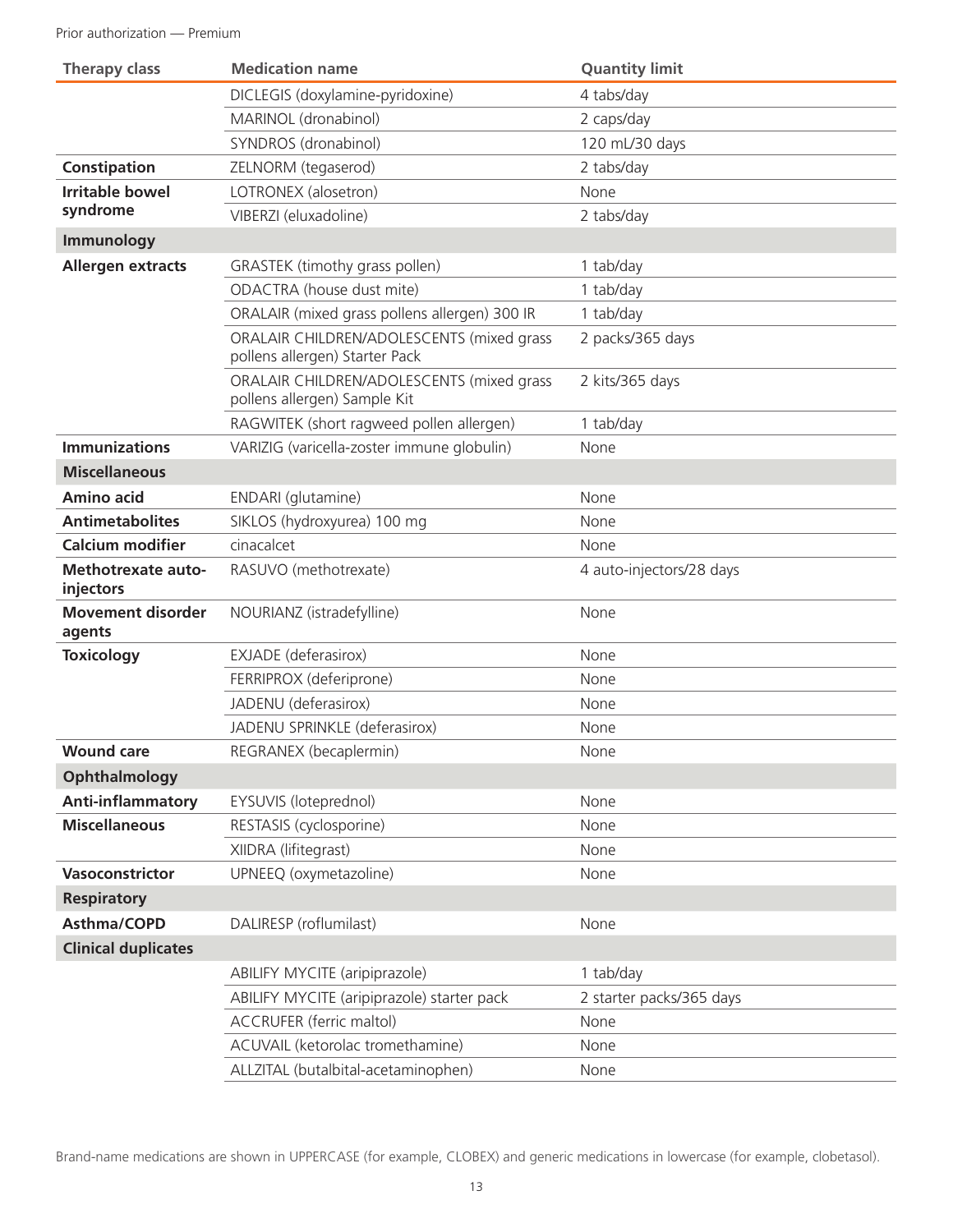Prior authorization — Premium

| Therapy class | Medication name | Quantity limit |
|---|---|---|
| | DICLEGIS (doxylamine-pyridoxine) | 4 tabs/day |
| | MARINOL (dronabinol) | 2 caps/day |
| | SYNDROS (dronabinol) | 120 mL/30 days |
| **Constipation** | ZELNORM (tegaserod) | 2 tabs/day |
| **Irritable bowel syndrome** | LOTRONEX (alosetron) | None |
| | VIBERZI (eluxadoline) | 2 tabs/day |
| **Immunology** | | |
| **Allergen extracts** | GRASTEK (timothy grass pollen) | 1 tab/day |
| | ODACTRA (house dust mite) | 1 tab/day |
| | ORALAIR (mixed grass pollens allergen) 300 IR | 1 tab/day |
| | ORALAIR CHILDREN/ADOLESCENTS (mixed grass pollens allergen) Starter Pack | 2 packs/365 days |
| | ORALAIR CHILDREN/ADOLESCENTS (mixed grass pollens allergen) Sample Kit | 2 kits/365 days |
| | RAGWITEK (short ragweed pollen allergen) | 1 tab/day |
| **Immunizations** | VARIZIG (varicella-zoster immune globulin) | None |
| **Miscellaneous** | | |
| **Amino acid** | ENDARI (glutamine) | None |
| **Antimetabolites** | SIKLOS (hydroxyurea) 100 mg | None |
| **Calcium modifier** | cinacalcet | None |
| **Methotrexate auto-injectors** | RASUVO (methotrexate) | 4 auto-injectors/28 days |
| **Movement disorder agents** | NOURIANZ (istradefylline) | None |
| **Toxicology** | EXJADE (deferasirox) | None |
| | FERRIPROX (deferiprone) | None |
| | JADENU (deferasirox) | None |
| | JADENU SPRINKLE (deferasirox) | None |
| **Wound care** | REGRANEX (becaplermin) | None |
| **Ophthalmology** | | |
| **Anti-inflammatory** | EYSUVIS (loteprednol) | None |
| **Miscellaneous** | RESTASIS (cyclosporine) | None |
| | XIIDRA (lifitegrast) | None |
| **Vasoconstrictor** | UPNEEQ (oxymetazoline) | None |
| **Respiratory** | | |
| **Asthma/COPD** | DALIRESP (roflumilast) | None |
| **Clinical duplicates** | | |
| | ABILIFY MYCITE (aripiprazole) | 1 tab/day |
| | ABILIFY MYCITE (aripiprazole) starter pack | 2 starter packs/365 days |
| | ACCRUFER (ferric maltol) | None |
| | ACUVAIL (ketorolac tromethamine) | None |
| | ALLZITAL (butalbital-acetaminophen) | None |

Brand-name medications are shown in UPPERCASE (for example, CLOBEX) and generic medications in lowercase (for example, clobetasol).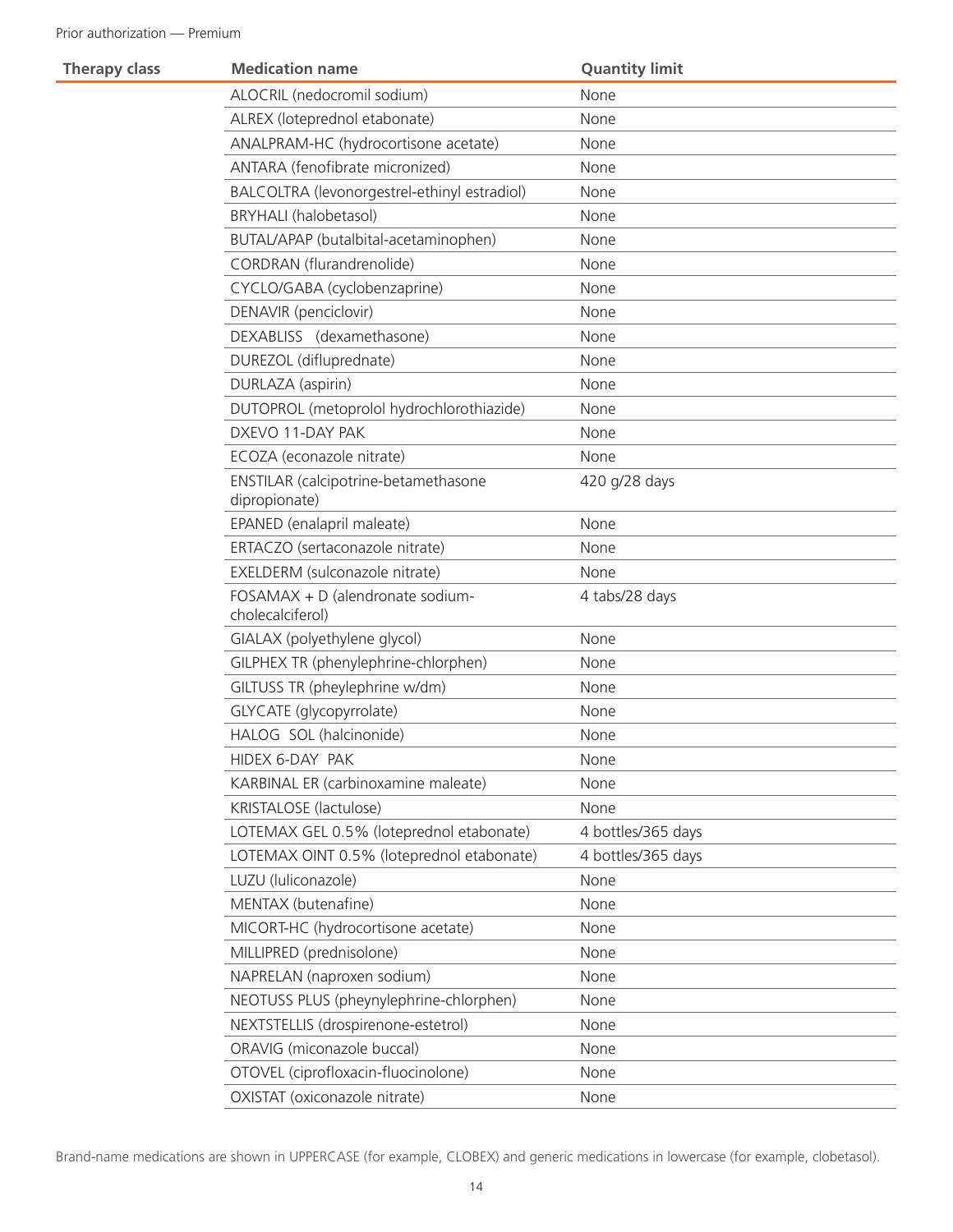Prior authorization — Premium

| Therapy class | Medication name | Quantity limit |
|---|---|---|
| | ALOCRIL (nedocromil sodium) | None |
| | ALREX (loteprednol etabonate) | None |
| | ANALPRAM-HC (hydrocortisone acetate) | None |
| | ANTARA (fenofibrate micronized) | None |
| | BALCOLTRA (levonorgestrel-ethinyl estradiol) | None |
| | BRYHALI (halobetasol) | None |
| | BUTAL/APAP (butalbital-acetaminophen) | None |
| | CORDRAN (flurandrenolide) | None |
| | CYCLO/GABA (cyclobenzaprine) | None |
| | DENAVIR (penciclovir) | None |
| | DEXABLISS (dexamethasone) | None |
| | DUREZOL (difluprednate) | None |
| | DURLAZA (aspirin) | None |
| | DUTOPROL (metoprolol hydrochlorothiazide) | None |
| | DXEVO 11-DAY PAK | None |
| | ECOZA (econazole nitrate) | None |
| | ENSTILAR (calcipotrine-betamethasone dipropionate) | 420 g/28 days |
| | EPANED (enalapril maleate) | None |
| | ERTACZO (sertaconazole nitrate) | None |
| | EXELDERM (sulconazole nitrate) | None |
| | FOSAMAX + D (alendronate sodium-cholecalciferol) | 4 tabs/28 days |
| | GIALAX (polyethylene glycol) | None |
| | GILPHEX TR (phenylephrine-chlorphen) | None |
| | GILTUSS TR (pheylephrine w/dm) | None |
| | GLYCATE (glycopyrrolate) | None |
| | HALOG SOL (halcinonide) | None |
| | HIDEX 6-DAY PAK | None |
| | KARBINAL ER (carbinoxamine maleate) | None |
| | KRISTALOSE (lactulose) | None |
| | LOTEMAX GEL 0.5% (loteprednol etabonate) | 4 bottles/365 days |
| | LOTEMAX OINT 0.5% (loteprednol etabonate) | 4 bottles/365 days |
| | LUZU (luliconazole) | None |
| | MENTAX (butenafine) | None |
| | MICORT-HC (hydrocortisone acetate) | None |
| | MILLIPRED (prednisolone) | None |
| | NAPRELAN (naproxen sodium) | None |
| | NEOTUSS PLUS (pheynylephrine-chlorphen) | None |
| | NEXTSTELLIS (drospirenone-estetrol) | None |
| | ORAVIG (miconazole buccal) | None |
| | OTOVEL (ciprofloxacin-fluocinolone) | None |
| | OXISTAT (oxiconazole nitrate) | None |

Brand-name medications are shown in UPPERCASE (for example, CLOBEX) and generic medications in lowercase (for example, clobetasol).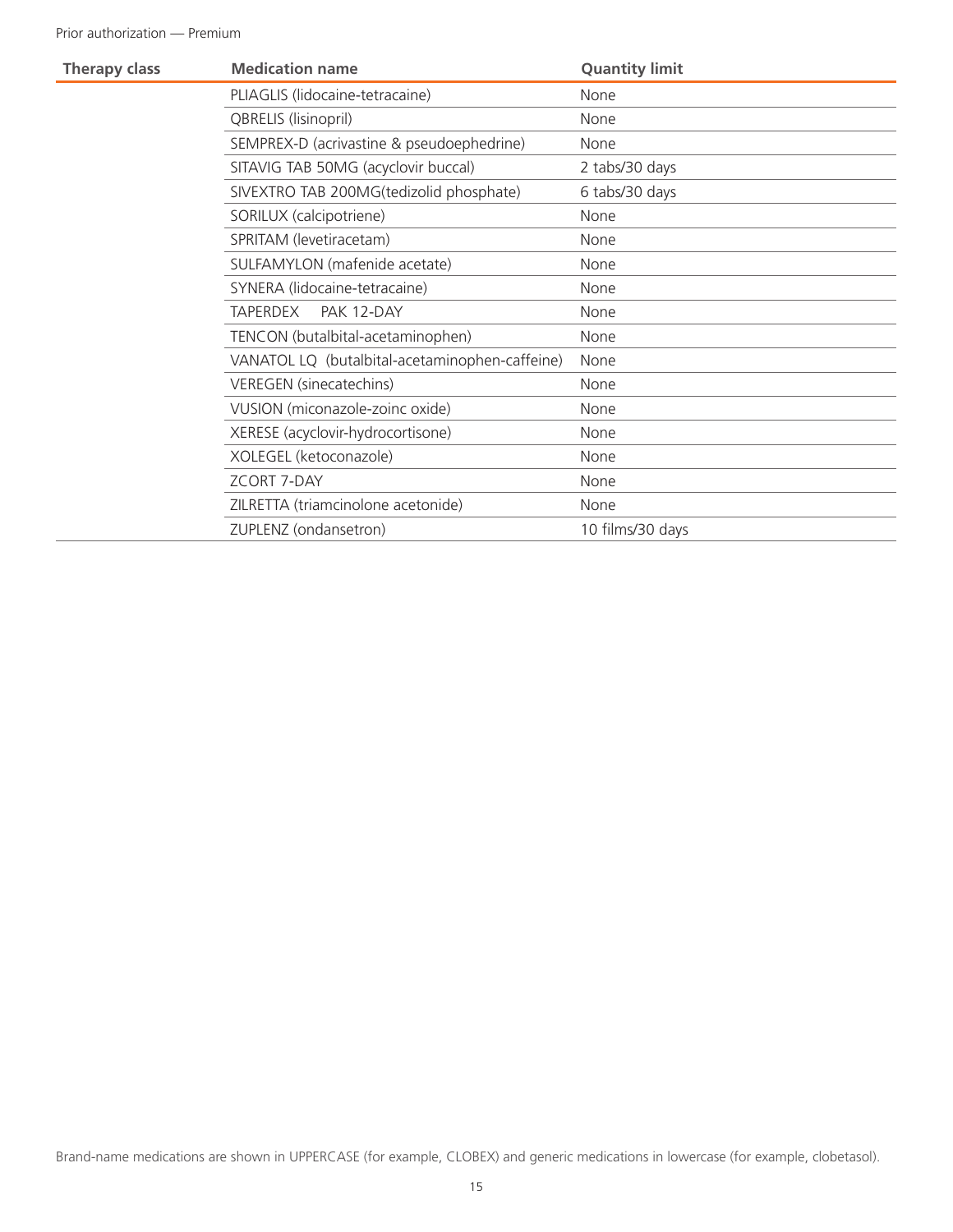Prior authorization — Premium

| Therapy class | Medication name | Quantity limit |
|---|---|---|
| | PLIAGLIS (lidocaine-tetracaine) | None |
| | QBRELIS (lisinopril) | None |
| | SEMPREX-D (acrivastine & pseudoephedrine) | None |
| | SITAVIG TAB 50MG (acyclovir buccal) | 2 tabs/30 days |
| | SIVEXTRO TAB 200MG(tedizolid phosphate) | 6 tabs/30 days |
| | SORILUX (calcipotriene) | None |
| | SPRITAM (levetiracetam) | None |
| | SULFAMYLON (mafenide acetate) | None |
| | SYNERA (lidocaine-tetracaine) | None |
| | TAPERDEX PAK 12-DAY | None |
| | TENCON (butalbital-acetaminophen) | None |
| | VANATOL LQ (butalbital-acetaminophen-caffeine) | None |
| | VEREGEN (sinecatechins) | None |
| | VUSION (miconazole-zoinc oxide) | None |
| | XERESE (acyclovir-hydrocortisone) | None |
| | XOLEGEL (ketoconazole) | None |
| | ZCORT 7-DAY | None |
| | ZILRETTA (triamcinolone acetonide) | None |
| | ZUPLENZ (ondansetron) | 10 films/30 days |

Brand-name medications are shown in UPPERCASE (for example, CLOBEX) and generic medications in lowercase (for example, clobetasol).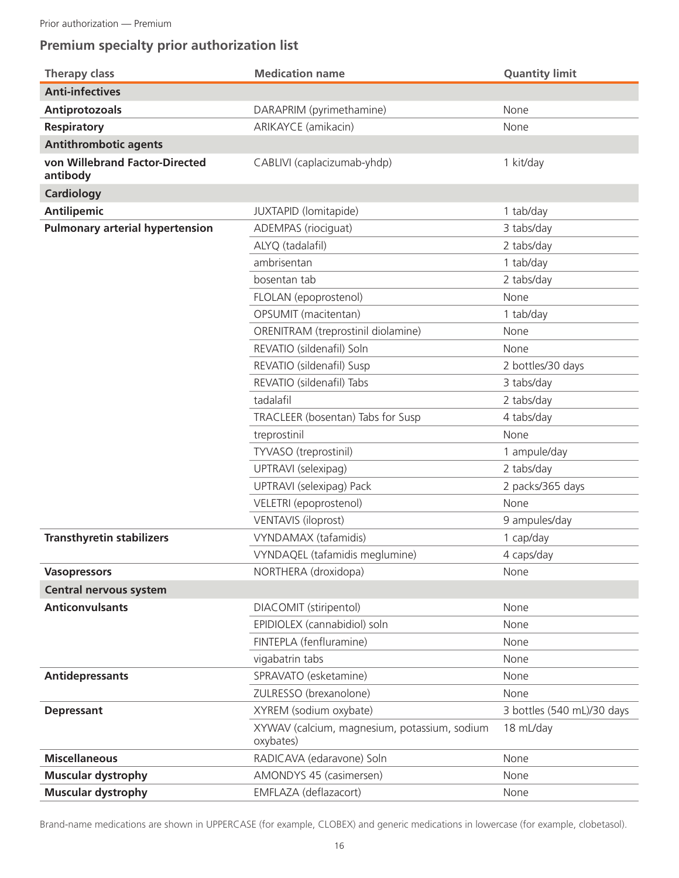## Premium specialty prior authorization list

| Therapy class | Medication name | Quantity limit |
|---|---|---|
| **Anti-infectives** | | |
| **Antiprotozoals** | DARAPRIM (pyrimethamine) | None |
| **Respiratory** | ARIKAYCE (amikacin) | None |
| **Antithrombotic agents** | | |
| **von Willebrand Factor-Directed antibody** | CABLIVI (caplacizumab-yhdp) | 1 kit/day |
| **Cardiology** | | |
| **Antilipemic** | JUXTAPID (lomitapide) | 1 tab/day |
| **Pulmonary arterial hypertension** | ADEMPAS (riociguat) | 3 tabs/day |
| | ALYQ (tadalafil) | 2 tabs/day |
| | ambrisentan | 1 tab/day |
| | bosentan tab | 2 tabs/day |
| | FLOLAN (epoprostenol) | None |
| | OPSUMIT (macitentan) | 1 tab/day |
| | ORENITRAM (treprostinil diolamine) | None |
| | REVATIO (sildenafil) Soln | None |
| | REVATIO (sildenafil) Susp | 2 bottles/30 days |
| | REVATIO (sildenafil) Tabs | 3 tabs/day |
| | tadalafil | 2 tabs/day |
| | TRACLEER (bosentan) Tabs for Susp | 4 tabs/day |
| | treprostinil | None |
| | TYVASO (treprostinil) | 1 ampule/day |
| | UPTRAVI (selexipag) | 2 tabs/day |
| | UPTRAVI (selexipag) Pack | 2 packs/365 days |
| | VELETRI (epoprostenol) | None |
| | VENTAVIS (iloprost) | 9 ampules/day |
| **Transthyretin stabilizers** | VYNDAMAX (tafamidis) | 1 cap/day |
| | VYNDAQEL (tafamidis meglumine) | 4 caps/day |
| **Vasopressors** | NORTHERA (droxidopa) | None |
| **Central nervous system** | | |
| **Anticonvulsants** | DIACOMIT (stiripentol) | None |
| | EPIDIOLEX (cannabidiol) soln | None |
| | FINTEPLA (fenfluramine) | None |
| | vigabatrin tabs | None |
| **Antidepressants** | SPRAVATO (esketamine) | None |
| | ZULRESSO (brexanolone) | None |
| **Depressant** | XYREM (sodium oxybate) | 3 bottles (540 mL)/30 days |
| | XYWAV (calcium, magnesium, potassium, sodium oxybates) | 18 mL/day |
| **Miscellaneous** | RADICAVA (edaravone) Soln | None |
| **Muscular dystrophy** | AMONDYS 45 (casimersen) | None |
| **Muscular dystrophy** | EMFLAZA (deflazacort) | None |

Brand-name medications are shown in UPPERCASE (for example, CLOBEX) and generic medications in lowercase (for example, clobetasol).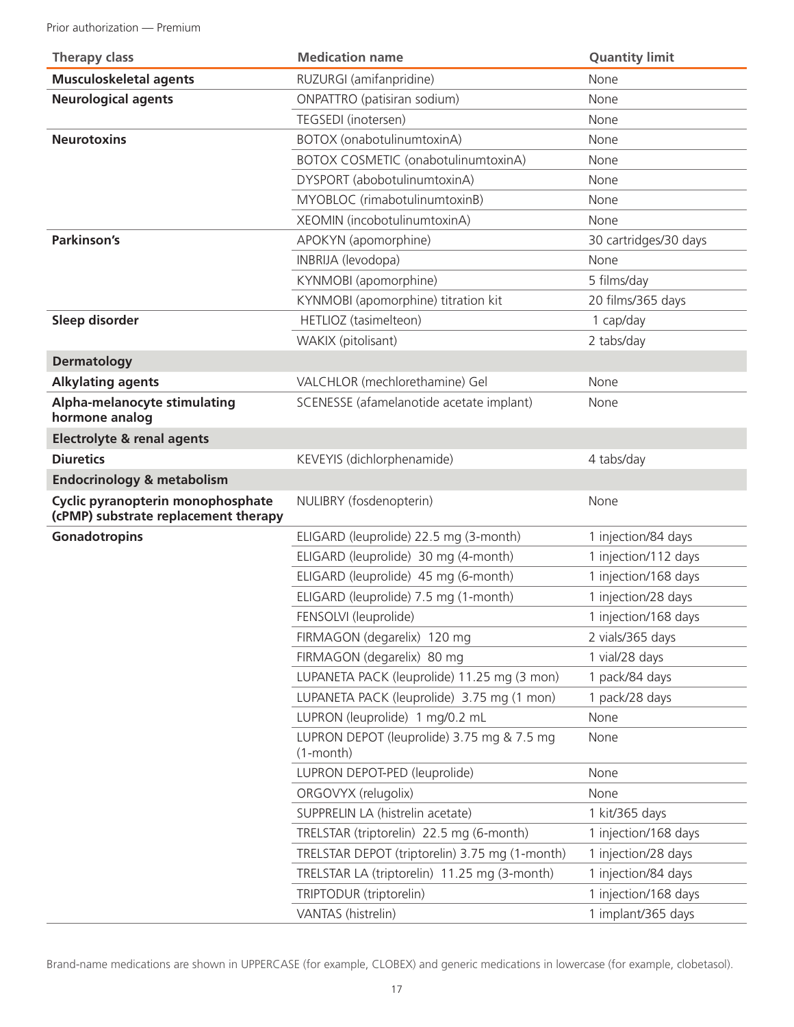Prior authorization — Premium

| Therapy class | Medication name | Quantity limit |
|---|---|---|
| **Musculoskeletal agents** | RUZURGI (amifanpridine) | None |
| **Neurological agents** | ONPATTRO (patisiran sodium) | None |
| | TEGSEDI (inotersen) | None |
| **Neurotoxins** | BOTOX (onabotulinumtoxinA) | None |
| | BOTOX COSMETIC (onabotulinumtoxinA) | None |
| | DYSPORT (abobotulinumtoxinA) | None |
| | MYOBLOC (rimabotulinumtoxinB) | None |
| | XEOMIN (incobotulinumtoxinA) | None |
| **Parkinson's** | APOKYN (apomorphine) | 30 cartridges/30 days |
| | INBRIJA (levodopa) | None |
| | KYNMOBI (apomorphine) | 5 films/day |
| | KYNMOBI (apomorphine) titration kit | 20 films/365 days |
| **Sleep disorder** | HETLIOZ (tasimelteon) | 1 cap/day |
| | WAKIX (pitolisant) | 2 tabs/day |
| **Dermatology** | | |
| **Alkylating agents** | VALCHLOR (mechlorethamine) Gel | None |
| **Alpha-melanocyte stimulating hormone analog** | SCENESSE (afamelanotide acetate implant) | None |
| **Electrolyte & renal agents** | | |
| **Diuretics** | KEVEYIS (dichlorphenamide) | 4 tabs/day |
| **Endocrinology & metabolism** | | |
| **Cyclic pyranopterin monophosphate (cPMP) substrate replacement therapy** | NULIBRY (fosdenopterin) | None |
| **Gonadotropins** | ELIGARD (leuprolide) 22.5 mg (3-month) | 1 injection/84 days |
| | ELIGARD (leuprolide) 30 mg (4-month) | 1 injection/112 days |
| | ELIGARD (leuprolide) 45 mg (6-month) | 1 injection/168 days |
| | ELIGARD (leuprolide) 7.5 mg (1-month) | 1 injection/28 days |
| | FENSOLVI (leuprolide) | 1 injection/168 days |
| | FIRMAGON (degarelix) 120 mg | 2 vials/365 days |
| | FIRMAGON (degarelix) 80 mg | 1 vial/28 days |
| | LUPANETA PACK (leuprolide) 11.25 mg (3 mon) | 1 pack/84 days |
| | LUPANETA PACK (leuprolide) 3.75 mg (1 mon) | 1 pack/28 days |
| | LUPRON (leuprolide) 1 mg/0.2 mL | None |
| | LUPRON DEPOT (leuprolide) 3.75 mg & 7.5 mg (1-month) | None |
| | LUPRON DEPOT-PED (leuprolide) | None |
| | ORGOVYX (relugolix) | None |
| | SUPPRELIN LA (histrelin acetate) | 1 kit/365 days |
| | TRELSTAR (triptorelin) 22.5 mg (6-month) | 1 injection/168 days |
| | TRELSTAR DEPOT (triptorelin) 3.75 mg (1-month) | 1 injection/28 days |
| | TRELSTAR LA (triptorelin) 11.25 mg (3-month) | 1 injection/84 days |
| | TRIPTODUR (triptorelin) | 1 injection/168 days |
| | VANTAS (histrelin) | 1 implant/365 days |

Brand-name medications are shown in UPPERCASE (for example, CLOBEX) and generic medications in lowercase (for example, clobetasol).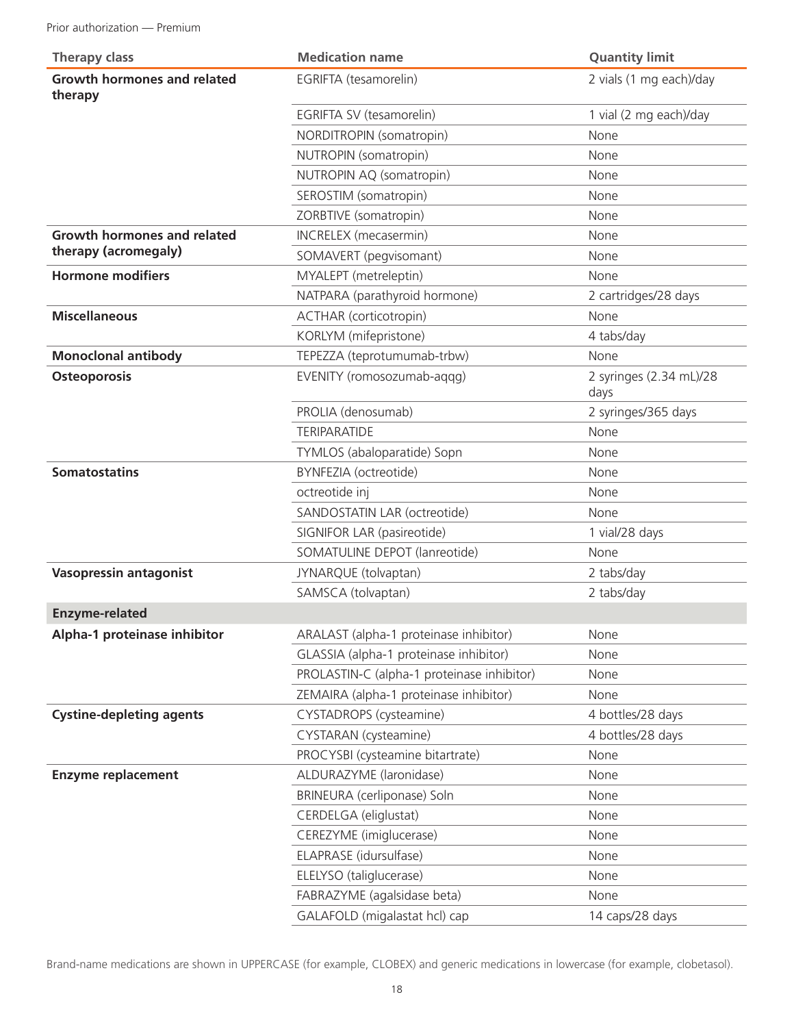| Therapy class | Medication name | Quantity limit |
|---|---|---|
| **Growth hormones and related therapy** | EGRIFTA (tesamorelin) | 2 vials (1 mg each)/day |
| | EGRIFTA SV (tesamorelin) | 1 vial (2 mg each)/day |
| | NORDITROPIN (somatropin) | None |
| | NUTROPIN (somatropin) | None |
| | NUTROPIN AQ (somatropin) | None |
| | SEROSTIM (somatropin) | None |
| | ZORBTIVE (somatropin) | None |
| **Growth hormones and related therapy (acromegaly)** | INCRELEX (mecasermin) | None |
| | SOMAVERT (pegvisomant) | None |
| **Hormone modifiers** | MYALEPT (metreleptin) | None |
| | NATPARA (parathyroid hormone) | 2 cartridges/28 days |
| **Miscellaneous** | ACTHAR (corticotropin) | None |
| | KORLYM (mifepristone) | 4 tabs/day |
| **Monoclonal antibody** | TEPEZZA (teprotumumab-trbw) | None |
| **Osteoporosis** | EVENITY (romosozumab-aqqg) | 2 syringes (2.34 mL)/28 days |
| | PROLIA (denosumab) | 2 syringes/365 days |
| | TERIPARATIDE | None |
| | TYMLOS (abaloparatide) Sopn | None |
| **Somatostatins** | BYNFEZIA (octreotide) | None |
| | octreotide inj | None |
| | SANDOSTATIN LAR (octreotide) | None |
| | SIGNIFOR LAR (pasireotide) | 1 vial/28 days |
| | SOMATULINE DEPOT (lanreotide) | None |
| **Vasopressin antagonist** | JYNARQUE (tolvaptan) | 2 tabs/day |
| | SAMSCA (tolvaptan) | 2 tabs/day |
| **Enzyme-related** | | |
| **Alpha-1 proteinase inhibitor** | ARALAST (alpha-1 proteinase inhibitor) | None |
| | GLASSIA (alpha-1 proteinase inhibitor) | None |
| | PROLASTIN-C (alpha-1 proteinase inhibitor) | None |
| | ZEMAIRA (alpha-1 proteinase inhibitor) | None |
| **Cystine-depleting agents** | CYSTADROPS (cysteamine) | 4 bottles/28 days |
| | CYSTARAN (cysteamine) | 4 bottles/28 days |
| | PROCYSBI (cysteamine bitartrate) | None |
| **Enzyme replacement** | ALDURAZYME (laronidase) | None |
| | BRINEURA (cerliponase) Soln | None |
| | CERDELGA (eliglustat) | None |
| | CEREZYME (imiglucerase) | None |
| | ELAPRASE (idursulfase) | None |
| | ELELYSO (taliglucerase) | None |
| | FABRAZYME (agalsidase beta) | None |
| | GALAFOLD (migalastat hcl) cap | 14 caps/28 days |

Brand-name medications are shown in UPPERCASE (for example, CLOBEX) and generic medications in lowercase (for example, clobetasol).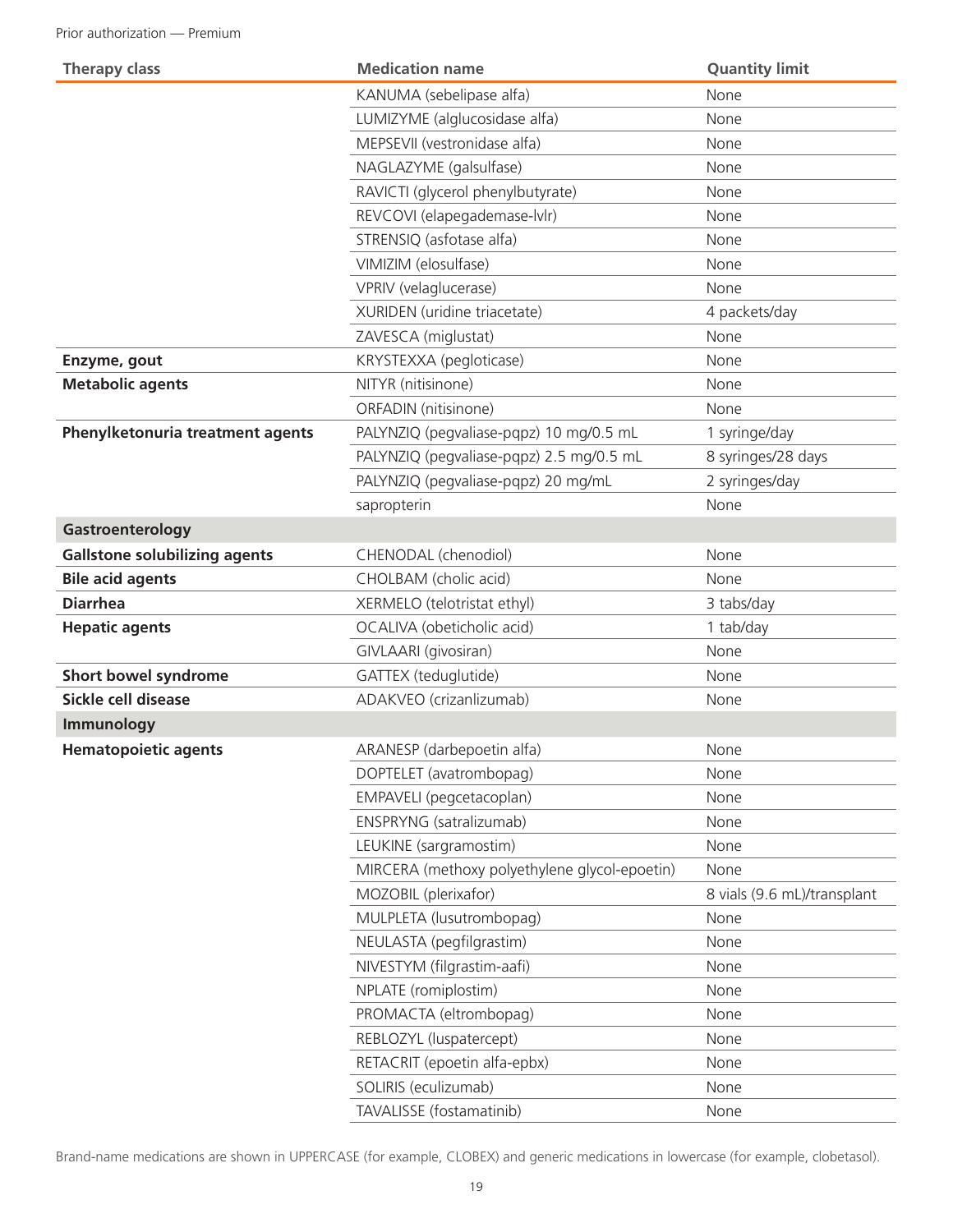| Therapy class | Medication name | Quantity limit |
| --- | --- | --- |
| | KANUMA (sebelipase alfa) | None |
| | LUMIZYME (alglucosidase alfa) | None |
| | MEPSEVII (vestronidase alfa) | None |
| | NAGLAZYME (galsulfase) | None |
| | RAVICTI (glycerol phenylbutyrate) | None |
| | REVCOVI (elapegademase-lvlr) | None |
| | STRENSIQ (asfotase alfa) | None |
| | VIMIZIM (elosulfase) | None |
| | VPRIV (velaglucerase) | None |
| | XURIDEN (uridine triacetate) | 4 packets/day |
| | ZAVESCA (miglustat) | None |
| **Enzyme, gout** | KRYSTEXXA (pegloticase) | None |
| **Metabolic agents** | NITYR (nitisinone) | None |
| | ORFADIN (nitisinone) | None |
| **Phenylketonuria treatment agents** | PALYNZIQ (pegvaliase-pqpz) 10 mg/0.5 mL | 1 syringe/day |
| | PALYNZIQ (pegvaliase-pqpz) 2.5 mg/0.5 mL | 8 syringes/28 days |
| | PALYNZIQ (pegvaliase-pqpz) 20 mg/mL | 2 syringes/day |
| | sapropterin | None |
| **Gastroenterology** | | |
| **Gallstone solubilizing agents** | CHENODAL (chenodiol) | None |
| **Bile acid agents** | CHOLBAM (cholic acid) | None |
| **Diarrhea** | XERMELO (telotristat ethyl) | 3 tabs/day |
| **Hepatic agents** | OCALIVA (obeticholic acid) | 1 tab/day |
| | GIVLAARI (givosiran) | None |
| **Short bowel syndrome** | GATTEX (teduglutide) | None |
| **Sickle cell disease** | ADAKVEO (crizanlizumab) | None |
| **Immunology** | | |
| **Hematopoietic agents** | ARANESP (darbepoetin alfa) | None |
| | DOPTELET (avatrombopag) | None |
| | EMPAVELI (pegcetacoplan) | None |
| | ENSPRYNG (satralizumab) | None |
| | LEUKINE (sargramostim) | None |
| | MIRCERA (methoxy polyethylene glycol-epoetin) | None |
| | MOZOBIL (plerixafor) | 8 vials (9.6 mL)/transplant |
| | MULPLETA (lusutrombopag) | None |
| | NEULASTA (pegfilgrastim) | None |
| | NIVESTYM (filgrastim-aafi) | None |
| | NPLATE (romiplostim) | None |
| | PROMACTA (eltrombopag) | None |
| | REBLOZYL (luspatercept) | None |
| | RETACRIT (epoetin alfa-epbx) | None |
| | SOLIRIS (eculizumab) | None |
| | TAVALISSE (fostamatinib) | None |

Brand-name medications are shown in UPPERCASE (for example, CLOBEX) and generic medications in lowercase (for example, clobetasol).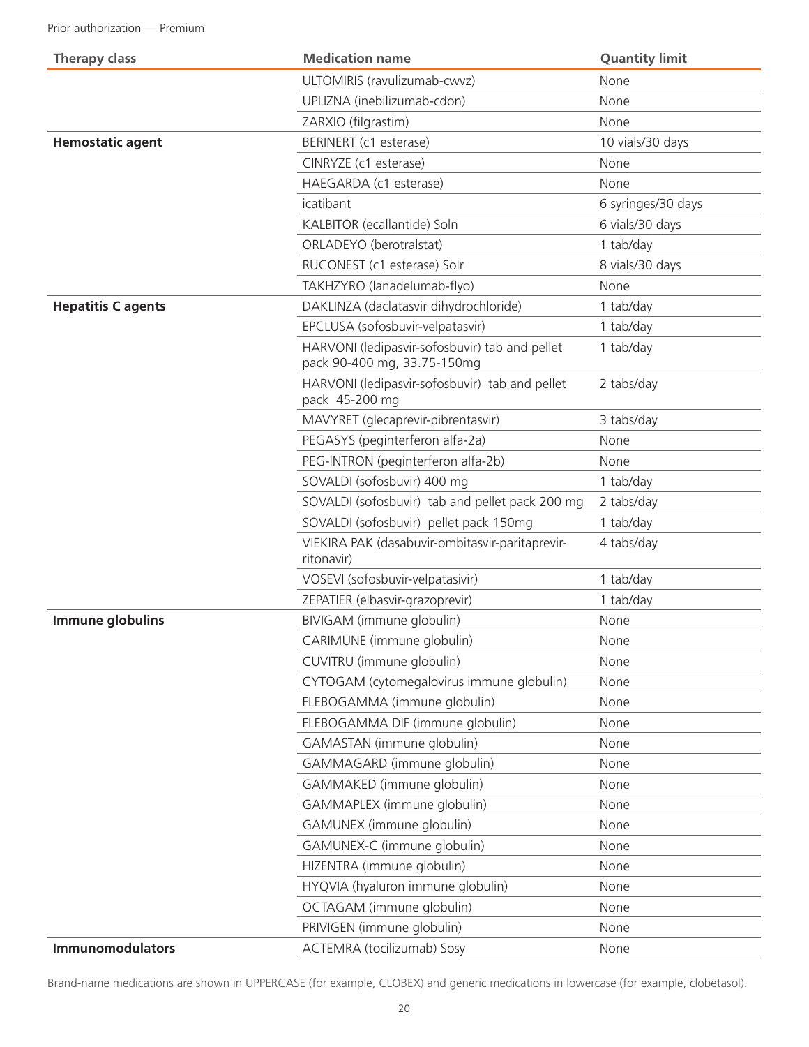| Therapy class | Medication name | Quantity limit |
|---|---|---|
| | ULTOMIRIS (ravulizumab-cwvz) | None |
| | UPLIZNA (inebilizumab-cdon) | None |
| | ZARXIO (filgrastim) | None |
| **Hemostatic agent** | BERINERT (c1 esterase) | 10 vials/30 days |
| | CINRYZE (c1 esterase) | None |
| | HAEGARDA (c1 esterase) | None |
| | icatibant | 6 syringes/30 days |
| | KALBITOR (ecallantide) Soln | 6 vials/30 days |
| | ORLADEYO (berotralstat) | 1 tab/day |
| | RUCONEST (c1 esterase) Solr | 8 vials/30 days |
| | TAKHZYRO (lanadelumab-flyo) | None |
| **Hepatitis C agents** | DAKLINZA (daclatasvir dihydrochloride) | 1 tab/day |
| | EPCLUSA (sofosbuvir-velpatasvir) | 1 tab/day |
| | HARVONI (ledipasvir-sofosbuvir) tab and pellet pack 90-400 mg, 33.75-150mg | 1 tab/day |
| | HARVONI (ledipasvir-sofosbuvir) tab and pellet pack 45-200 mg | 2 tabs/day |
| | MAVYRET (glecaprevir-pibrentasvir) | 3 tabs/day |
| | PEGASYS (peginterferon alfa-2a) | None |
| | PEG-INTRON (peginterferon alfa-2b) | None |
| | SOVALDI (sofosbuvir) 400 mg | 1 tab/day |
| | SOVALDI (sofosbuvir) tab and pellet pack 200 mg | 2 tabs/day |
| | SOVALDI (sofosbuvir) pellet pack 150mg | 1 tab/day |
| | VIEKIRA PAK (dasabuvir-ombitasvir-paritaprevir-ritonavir) | 4 tabs/day |
| | VOSEVI (sofosbuvir-velpatasivir) | 1 tab/day |
| | ZEPATIER (elbasvir-grazoprevir) | 1 tab/day |
| **Immune globulins** | BIVIGAM (immune globulin) | None |
| | CARIMUNE (immune globulin) | None |
| | CUVITRU (immune globulin) | None |
| | CYTOGAM (cytomegalovirus immune globulin) | None |
| | FLEBOGAMMA (immune globulin) | None |
| | FLEBOGAMMA DIF (immune globulin) | None |
| | GAMASTAN (immune globulin) | None |
| | GAMMAGARD (immune globulin) | None |
| | GAMMAKED (immune globulin) | None |
| | GAMMAPLEX (immune globulin) | None |
| | GAMUNEX (immune globulin) | None |
| | GAMUNEX-C (immune globulin) | None |
| | HIZENTRA (immune globulin) | None |
| | HYQVIA (hyaluron immune globulin) | None |
| | OCTAGAM (immune globulin) | None |
| | PRIVIGEN (immune globulin) | None |
| **Immunomodulators** | ACTEMRA (tocilizumab) Sosy | None |

Brand-name medications are shown in UPPERCASE (for example, CLOBEX) and generic medications in lowercase (for example, clobetasol).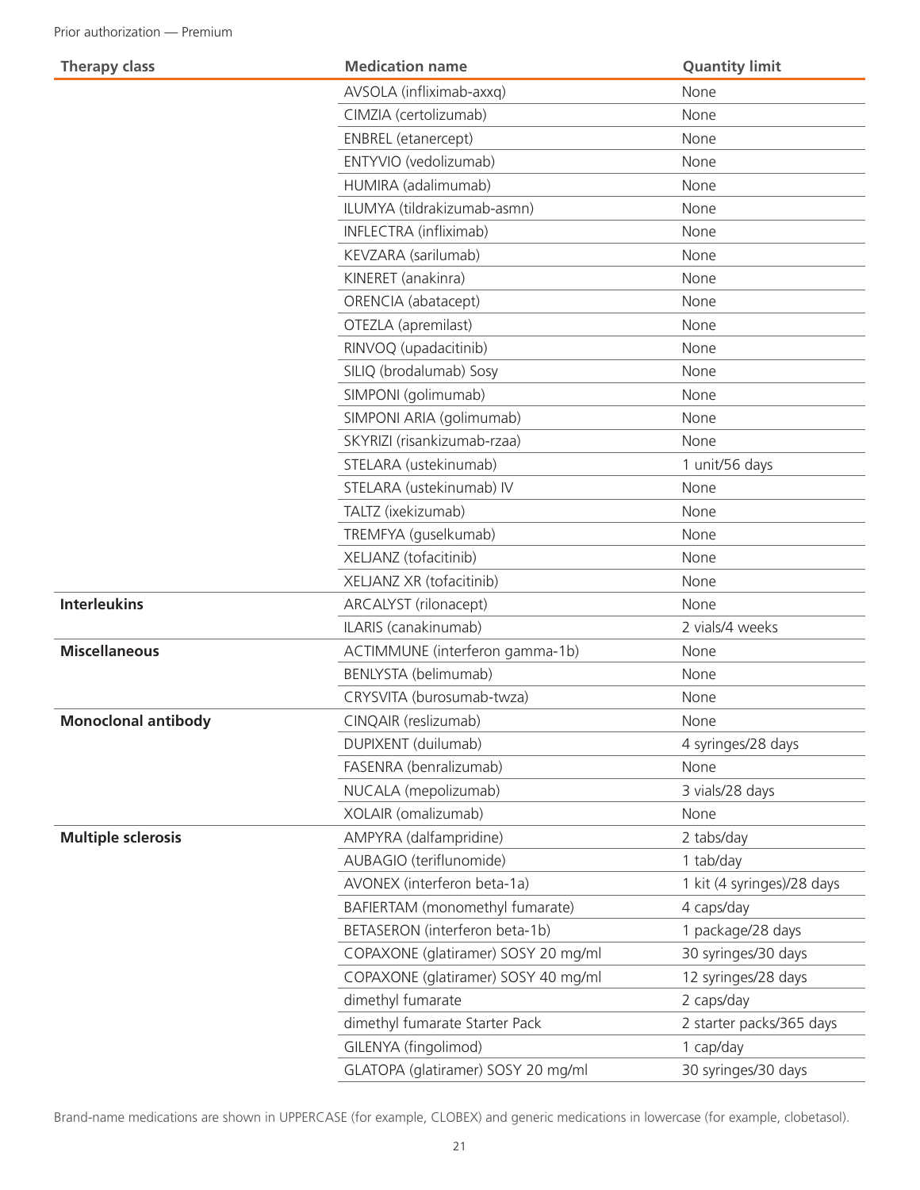Prior authorization — Premium

| Therapy class | Medication name | Quantity limit |
|---|---|---|
| | AVSOLA (infliximab-axxq) | None |
| | CIMZIA (certolizumab) | None |
| | ENBREL (etanercept) | None |
| | ENTYVIO (vedolizumab) | None |
| | HUMIRA (adalimumab) | None |
| | ILUMYA (tildrakizumab-asmn) | None |
| | INFLECTRA (infliximab) | None |
| | KEVZARA (sarilumab) | None |
| | KINERET (anakinra) | None |
| | ORENCIA (abatacept) | None |
| | OTEZLA (apremilast) | None |
| | RINVOQ (upadacitinib) | None |
| | SILIQ (brodalumab) Sosy | None |
| | SIMPONI (golimumab) | None |
| | SIMPONI ARIA (golimumab) | None |
| | SKYRIZI (risankizumab-rzaa) | None |
| | STELARA (ustekinumab) | 1 unit/56 days |
| | STELARA (ustekinumab) IV | None |
| | TALTZ (ixekizumab) | None |
| | TREMFYA (guselkumab) | None |
| | XELJANZ (tofacitinib) | None |
| | XELJANZ XR (tofacitinib) | None |
| **Interleukins** | ARCALYST (rilonacept) | None |
| | ILARIS (canakinumab) | 2 vials/4 weeks |
| **Miscellaneous** | ACTIMMUNE (interferon gamma-1b) | None |
| | BENLYSTA (belimumab) | None |
| | CRYSVITA (burosumab-twza) | None |
| **Monoclonal antibody** | CINQAIR (reslizumab) | None |
| | DUPIXENT (duilumab) | 4 syringes/28 days |
| | FASENRA (benralizumab) | None |
| | NUCALA (mepolizumab) | 3 vials/28 days |
| | XOLAIR (omalizumab) | None |
| **Multiple sclerosis** | AMPYRA (dalfampridine) | 2 tabs/day |
| | AUBAGIO (teriflunomide) | 1 tab/day |
| | AVONEX (interferon beta-1a) | 1 kit (4 syringes)/28 days |
| | BAFIERTAM (monomethyl fumarate) | 4 caps/day |
| | BETASERON (interferon beta-1b) | 1 package/28 days |
| | COPAXONE (glatiramer) SOSY 20 mg/ml | 30 syringes/30 days |
| | COPAXONE (glatiramer) SOSY 40 mg/ml | 12 syringes/28 days |
| | dimethyl fumarate | 2 caps/day |
| | dimethyl fumarate Starter Pack | 2 starter packs/365 days |
| | GILENYA (fingolimod) | 1 cap/day |
| | GLATOPA (glatiramer) SOSY 20 mg/ml | 30 syringes/30 days |

Brand-name medications are shown in UPPERCASE (for example, CLOBEX) and generic medications in lowercase (for example, clobetasol).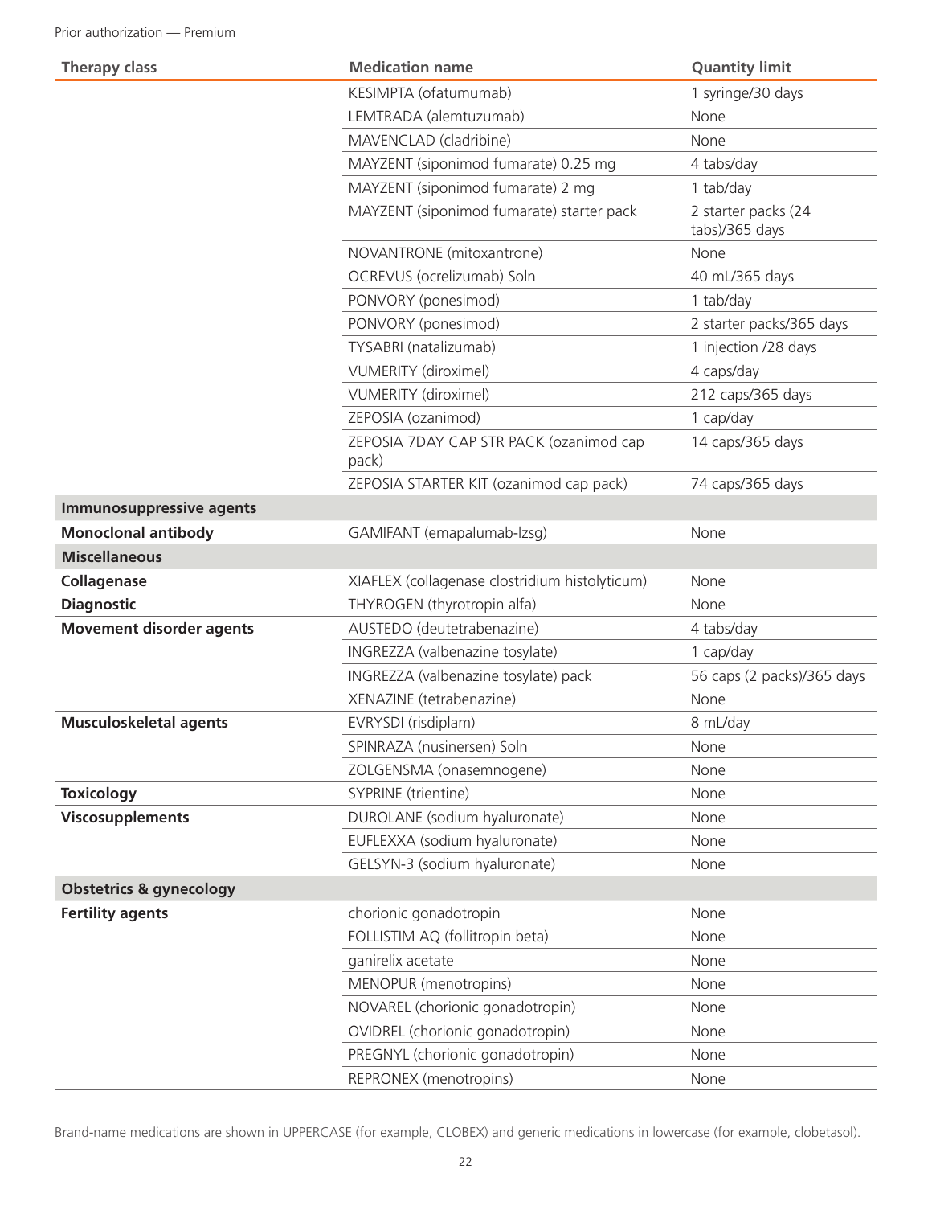Prior authorization — Premium

| Therapy class | Medication name | Quantity limit |
|---|---|---|
| | KESIMPTA (ofatumumab) | 1 syringe/30 days |
| | LEMTRADA (alemtuzumab) | None |
| | MAVENCLAD (cladribine) | None |
| | MAYZENT (siponimod fumarate) 0.25 mg | 4 tabs/day |
| | MAYZENT (siponimod fumarate) 2 mg | 1 tab/day |
| | MAYZENT (siponimod fumarate) starter pack | 2 starter packs (24 tabs)/365 days |
| | NOVANTRONE (mitoxantrone) | None |
| | OCREVUS (ocrelizumab) Soln | 40 mL/365 days |
| | PONVORY (ponesimod) | 1 tab/day |
| | PONVORY (ponesimod) | 2 starter packs/365 days |
| | TYSABRI (natalizumab) | 1 injection /28 days |
| | VUMERITY (diroximel) | 4 caps/day |
| | VUMERITY (diroximel) | 212 caps/365 days |
| | ZEPOSIA (ozanimod) | 1 cap/day |
| | ZEPOSIA 7DAY CAP STR PACK (ozanimod cap pack) | 14 caps/365 days |
| | ZEPOSIA STARTER KIT (ozanimod cap pack) | 74 caps/365 days |
| **Immunosuppressive agents** | | |
| **Monoclonal antibody** | GAMIFANT (emapalumab-lzsg) | None |
| **Miscellaneous** | | |
| **Collagenase** | XIAFLEX (collagenase clostridium histolyticum) | None |
| **Diagnostic** | THYROGEN (thyrotropin alfa) | None |
| **Movement disorder agents** | AUSTEDO (deutetrabenazine) | 4 tabs/day |
| | INGREZZA (valbenazine tosylate) | 1 cap/day |
| | INGREZZA (valbenazine tosylate) pack | 56 caps (2 packs)/365 days |
| | XENAZINE (tetrabenazine) | None |
| **Musculoskeletal agents** | EVRYSDI (risdiplam) | 8 mL/day |
| | SPINRAZA (nusinersen) Soln | None |
| | ZOLGENSMA (onasemnogene) | None |
| **Toxicology** | SYPRINE (trientine) | None |
| **Viscosupplements** | DUROLANE (sodium hyaluronate) | None |
| | EUFLEXXA (sodium hyaluronate) | None |
| | GELSYN-3 (sodium hyaluronate) | None |
| **Obstetrics & gynecology** | | |
| **Fertility agents** | chorionic gonadotropin | None |
| | FOLLISTIM AQ (follitropin beta) | None |
| | ganirelix acetate | None |
| | MENOPUR (menotropins) | None |
| | NOVAREL (chorionic gonadotropin) | None |
| | OVIDREL (chorionic gonadotropin) | None |
| | PREGNYL (chorionic gonadotropin) | None |
| | REPRONEX (menotropins) | None |

Brand-name medications are shown in UPPERCASE (for example, CLOBEX) and generic medications in lowercase (for example, clobetasol).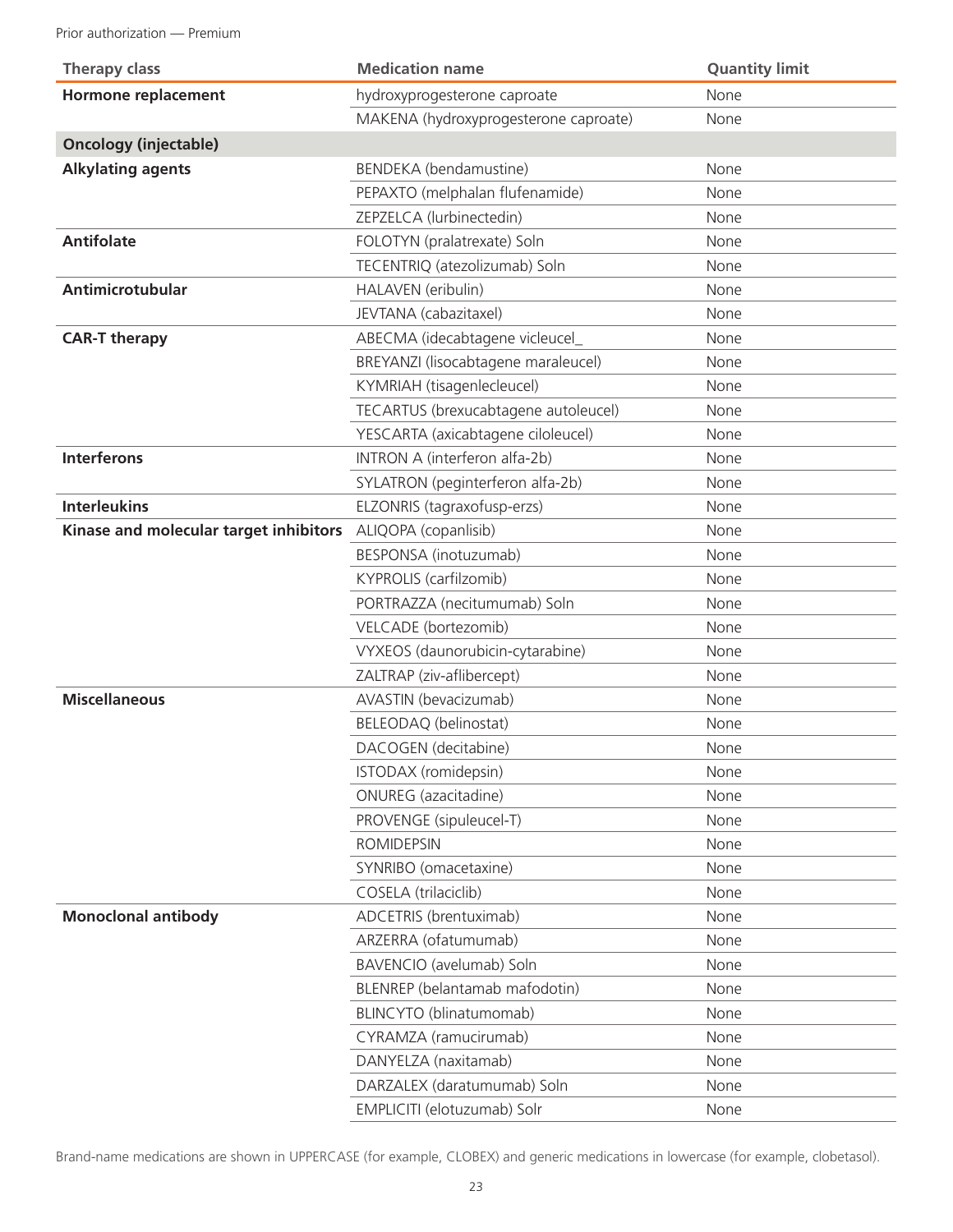Prior authorization — Premium

| Therapy class | Medication name | Quantity limit |
|---|---|---|
| **Hormone replacement** | hydroxyprogesterone caproate | None |
| | MAKENA (hydroxyprogesterone caproate) | None |
| **Oncology (injectable)** | | |
| **Alkylating agents** | BENDEKA (bendamustine) | None |
| | PEPAXTO (melphalan flufenamide) | None |
| | ZEPZELCA (lurbinectedin) | None |
| **Antifolate** | FOLOTYN (pralatrexate) Soln | None |
| | TECENTRIQ (atezolizumab) Soln | None |
| **Antimicrotubular** | HALAVEN (eribulin) | None |
| | JEVTANA (cabazitaxel) | None |
| **CAR-T therapy** | ABECMA (idecabtagene vicleucel_ | None |
| | BREYANZI (lisocabtagene maraleucel) | None |
| | KYMRIAH (tisagenlecleucel) | None |
| | TECARTUS (brexucabtagene autoleucel) | None |
| | YESCARTA (axicabtagene ciloleucel) | None |
| **Interferons** | INTRON A (interferon alfa-2b) | None |
| | SYLATRON (peginterferon alfa-2b) | None |
| **Interleukins** | ELZONRIS (tagraxofusp-erzs) | None |
| **Kinase and molecular target inhibitors** | ALIQOPA (copanlisib) | None |
| | BESPONSA (inotuzumab) | None |
| | KYPROLIS (carfilzomib) | None |
| | PORTRAZZA (necitumumab) Soln | None |
| | VELCADE (bortezomib) | None |
| | VYXEOS (daunorubicin-cytarabine) | None |
| | ZALTRAP (ziv-aflibercept) | None |
| **Miscellaneous** | AVASTIN (bevacizumab) | None |
| | BELEODAQ (belinostat) | None |
| | DACOGEN (decitabine) | None |
| | ISTODAX (romidepsin) | None |
| | ONUREG (azacitadine) | None |
| | PROVENGE (sipuleucel-T) | None |
| | ROMIDEPSIN | None |
| | SYNRIBO (omacetaxine) | None |
| | COSELA (trilaciclib) | None |
| **Monoclonal antibody** | ADCETRIS (brentuximab) | None |
| | ARZERRA (ofatumumab) | None |
| | BAVENCIO (avelumab) Soln | None |
| | BLENREP (belantamab mafodotin) | None |
| | BLINCYTO (blinatumomab) | None |
| | CYRAMZA (ramucirumab) | None |
| | DANYELZA (naxitamab) | None |
| | DARZALEX (daratumumab) Soln | None |
| | EMPLICITI (elotuzumab) Solr | None |

Brand-name medications are shown in UPPERCASE (for example, CLOBEX) and generic medications in lowercase (for example, clobetasol).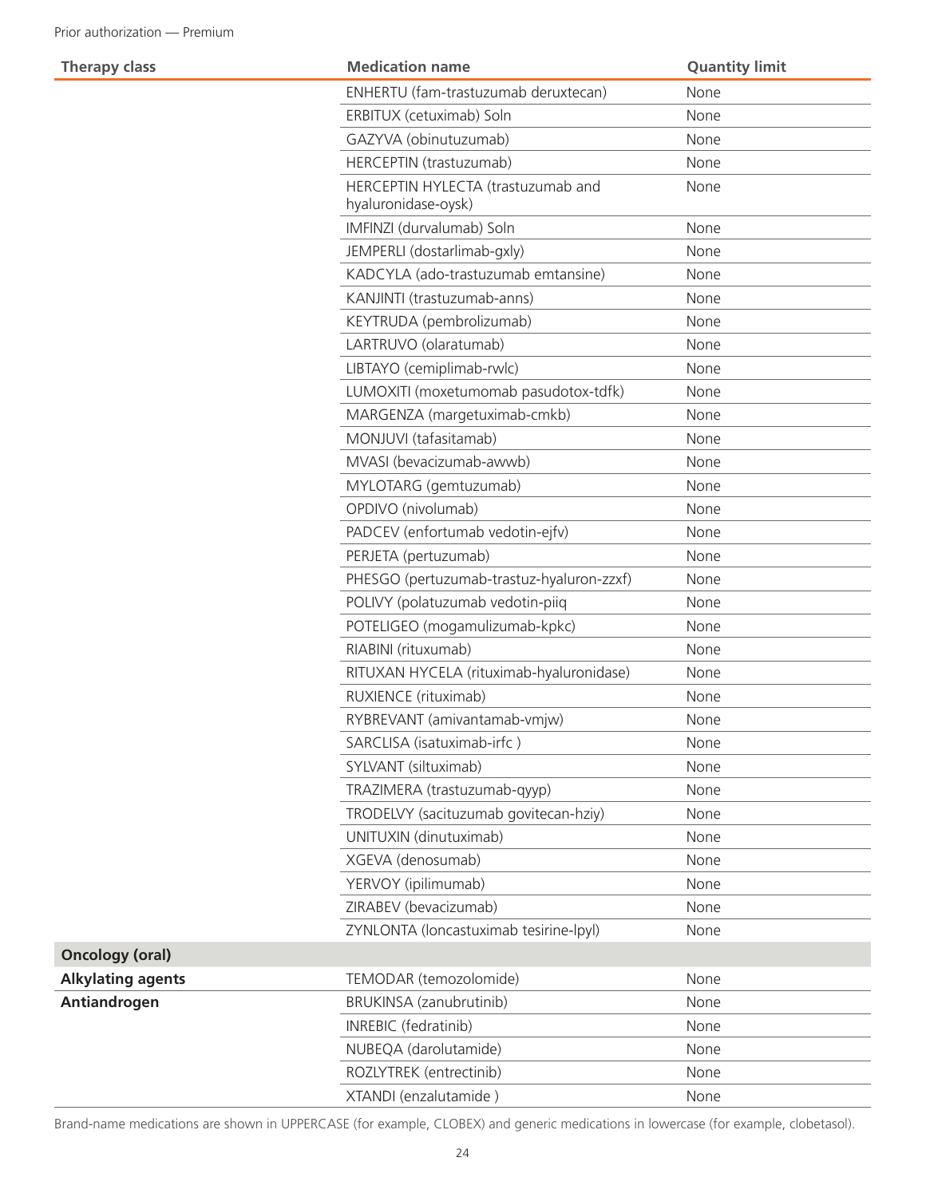Prior authorization — Premium

| Therapy class | Medication name | Quantity limit |
|---|---|---|
| | ENHERTU (fam-trastuzumab deruxtecan) | None |
| | ERBITUX (cetuximab) Soln | None |
| | GAZYVA (obinutuzumab) | None |
| | HERCEPTIN (trastuzumab) | None |
| | HERCEPTIN HYLECTA (trastuzumab and hyaluronidase-oysk) | None |
| | IMFINZI (durvalumab) Soln | None |
| | JEMPERLI (dostarlimab-gxly) | None |
| | KADCYLA (ado-trastuzumab emtansine) | None |
| | KANJINTI (trastuzumab-anns) | None |
| | KEYTRUDA (pembrolizumab) | None |
| | LARTRUVO (olaratumab) | None |
| | LIBTAYO (cemiplimab-rwlc) | None |
| | LUMOXITI (moxetumomab pasudotox-tdfk) | None |
| | MARGENZA (margetuximab-cmkb) | None |
| | MONJUVI (tafasitamab) | None |
| | MVASI (bevacizumab-awwb) | None |
| | MYLOTARG (gemtuzumab) | None |
| | OPDIVO (nivolumab) | None |
| | PADCEV (enfortumab vedotin-ejfv) | None |
| | PERJETA (pertuzumab) | None |
| | PHESGO (pertuzumab-trastuz-hyaluron-zzxf) | None |
| | POLIVY (polatuzumab vedotin-piiq | None |
| | POTELIGEO (mogamulizumab-kpkc) | None |
| | RIABINI (rituxumab) | None |
| | RITUXAN HYCELA (rituximab-hyaluronidase) | None |
| | RUXIENCE (rituximab) | None |
| | RYBREVANT (amivantamab-vmjw) | None |
| | SARCLISA (isatuximab-irfc ) | None |
| | SYLVANT (siltuximab) | None |
| | TRAZIMERA (trastuzumab-qyyp) | None |
| | TRODELVY (sacituzumab govitecan-hziy) | None |
| | UNITUXIN (dinutuximab) | None |
| | XGEVA (denosumab) | None |
| | YERVOY (ipilimumab) | None |
| | ZIRABEV (bevacizumab) | None |
| | ZYNLONTA (loncastuximab tesirine-lpyl) | None |
| **Oncology (oral)** | | |
| **Alkylating agents** | TEMODAR (temozolomide) | None |
| **Antiandrogen** | BRUKINSA (zanubrutinib) | None |
| | INREBIC (fedratinib) | None |
| | NUBEQA (darolutamide) | None |
| | ROZLYTREK (entrectinib) | None |
| | XTANDI (enzalutamide ) | None |

Brand-name medications are shown in UPPERCASE (for example, CLOBEX) and generic medications in lowercase (for example, clobetasol).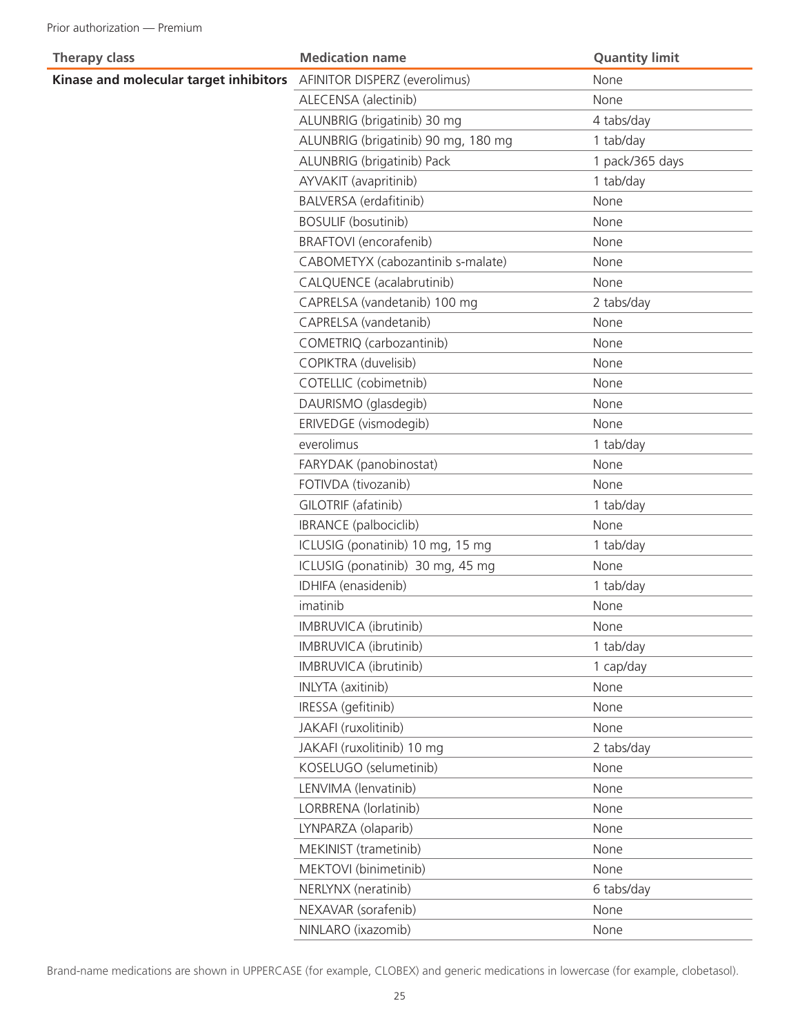Prior authorization — Premium

| Therapy class | Medication name | Quantity limit |
|---|---|---|
| **Kinase and molecular target inhibitors** | AFINITOR DISPERZ (everolimus) | None |
| | ALECENSA (alectinib) | None |
| | ALUNBRIG (brigatinib) 30 mg | 4 tabs/day |
| | ALUNBRIG (brigatinib) 90 mg, 180 mg | 1 tab/day |
| | ALUNBRIG (brigatinib) Pack | 1 pack/365 days |
| | AYVAKIT (avapritinib) | 1 tab/day |
| | BALVERSA (erdafitinib) | None |
| | BOSULIF (bosutinib) | None |
| | BRAFTOVI (encorafenib) | None |
| | CABOMETYX (cabozantinib s-malate) | None |
| | CALQUENCE (acalabrutinib) | None |
| | CAPRELSA (vandetanib) 100 mg | 2 tabs/day |
| | CAPRELSA (vandetanib) | None |
| | COMETRIQ (carbozantinib) | None |
| | COPIKTRA (duvelisib) | None |
| | COTELLIC (cobimetnib) | None |
| | DAURISMO (glasdegib) | None |
| | ERIVEDGE (vismodegib) | None |
| | everolimus | 1 tab/day |
| | FARYDAK (panobinostat) | None |
| | FOTIVDA (tivozanib) | None |
| | GILOTRIF (afatinib) | 1 tab/day |
| | IBRANCE (palbociclib) | None |
| | ICLUSIG (ponatinib) 10 mg, 15 mg | 1 tab/day |
| | ICLUSIG (ponatinib) 30 mg, 45 mg | None |
| | IDHIFA (enasidenib) | 1 tab/day |
| | imatinib | None |
| | IMBRUVICA (ibrutinib) | None |
| | IMBRUVICA (ibrutinib) | 1 tab/day |
| | IMBRUVICA (ibrutinib) | 1 cap/day |
| | INLYTA (axitinib) | None |
| | IRESSA (gefitinib) | None |
| | JAKAFI (ruxolitinib) | None |
| | JAKAFI (ruxolitinib) 10 mg | 2 tabs/day |
| | KOSELUGO (selumetinib) | None |
| | LENVIMA (lenvatinib) | None |
| | LORBRENA (lorlatinib) | None |
| | LYNPARZA (olaparib) | None |
| | MEKINIST (trametinib) | None |
| | MEKTOVI (binimetinib) | None |
| | NERLYNX (neratinib) | 6 tabs/day |
| | NEXAVAR (sorafenib) | None |
| | NINLARO (ixazomib) | None |

Brand-name medications are shown in UPPERCASE (for example, CLOBEX) and generic medications in lowercase (for example, clobetasol).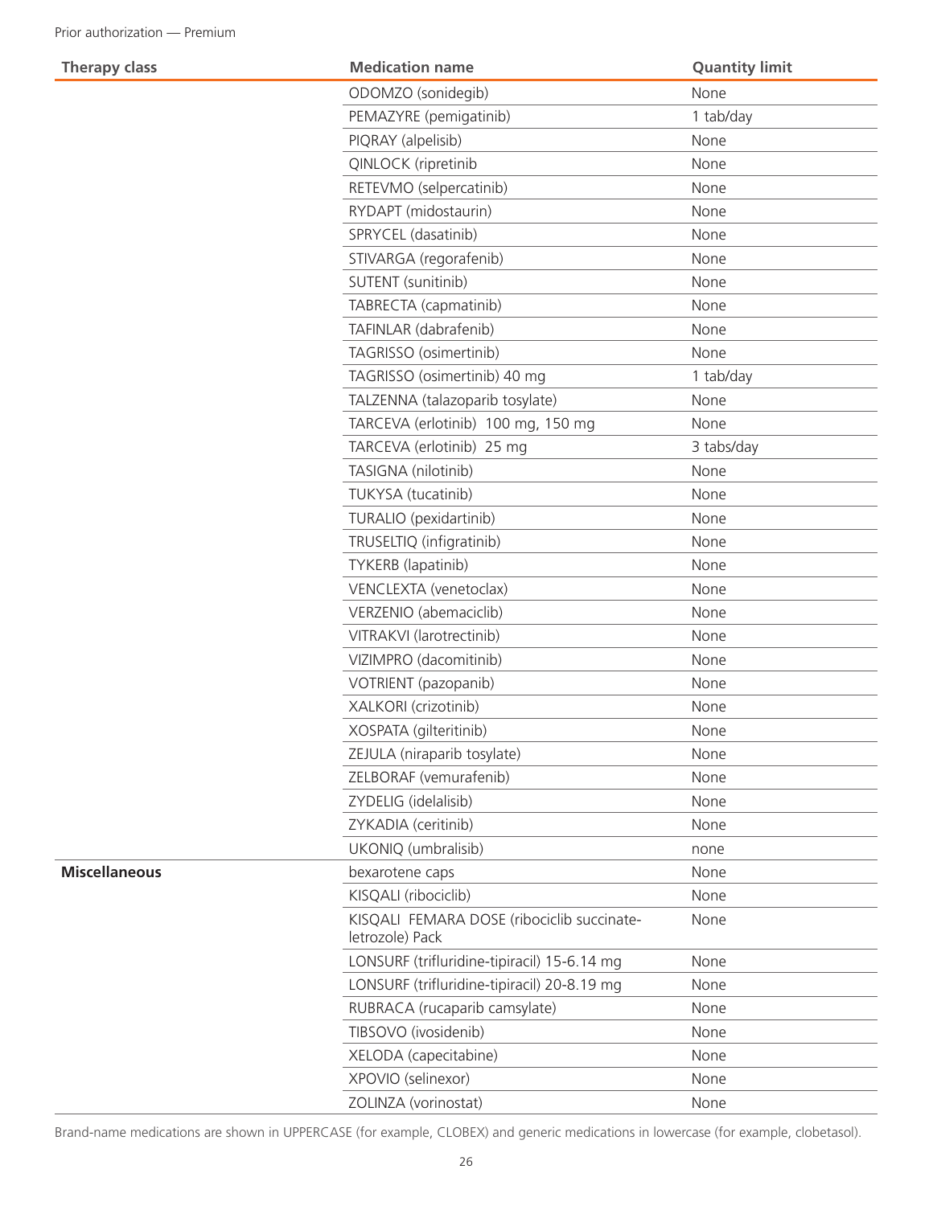| Therapy class | Medication name | Quantity limit |
|---|---|---|
| | ODOMZO (sonidegib) | None |
| | PEMAZYRE (pemigatinib) | 1 tab/day |
| | PIQRAY (alpelisib) | None |
| | QINLOCK (ripretinib | None |
| | RETEVMO (selpercatinib) | None |
| | RYDAPT (midostaurin) | None |
| | SPRYCEL (dasatinib) | None |
| | STIVARGA (regorafenib) | None |
| | SUTENT (sunitinib) | None |
| | TABRECTA (capmatinib) | None |
| | TAFINLAR (dabrafenib) | None |
| | TAGRISSO (osimertinib) | None |
| | TAGRISSO (osimertinib) 40 mg | 1 tab/day |
| | TALZENNA (talazoparib tosylate) | None |
| | TARCEVA (erlotinib) 100 mg, 150 mg | None |
| | TARCEVA (erlotinib) 25 mg | 3 tabs/day |
| | TASIGNA (nilotinib) | None |
| | TUKYSA (tucatinib) | None |
| | TURALIO (pexidartinib) | None |
| | TRUSELTIQ (infigratinib) | None |
| | TYKERB (lapatinib) | None |
| | VENCLEXTA (venetoclax) | None |
| | VERZENIO (abemaciclib) | None |
| | VITRAKVI (larotrectinib) | None |
| | VIZIMPRO (dacomitinib) | None |
| | VOTRIENT (pazopanib) | None |
| | XALKORI (crizotinib) | None |
| | XOSPATA (gilteritinib) | None |
| | ZEJULA (niraparib tosylate) | None |
| | ZELBORAF (vemurafenib) | None |
| | ZYDELIG (idelalisib) | None |
| | ZYKADIA (ceritinib) | None |
| | UKONIQ (umbralisib) | none |
| **Miscellaneous** | bexarotene caps | None |
| | KISQALI (ribociclib) | None |
| | KISQALI FEMARA DOSE (ribociclib succinate-letrozole) Pack | None |
| | LONSURF (trifluridine-tipiracil) 15-6.14 mg | None |
| | LONSURF (trifluridine-tipiracil) 20-8.19 mg | None |
| | RUBRACA (rucaparib camsylate) | None |
| | TIBSOVO (ivosidenib) | None |
| | XELODA (capecitabine) | None |
| | XPOVIO (selinexor) | None |
| | ZOLINZA (vorinostat) | None |

Brand-name medications are shown in UPPERCASE (for example, CLOBEX) and generic medications in lowercase (for example, clobetasol).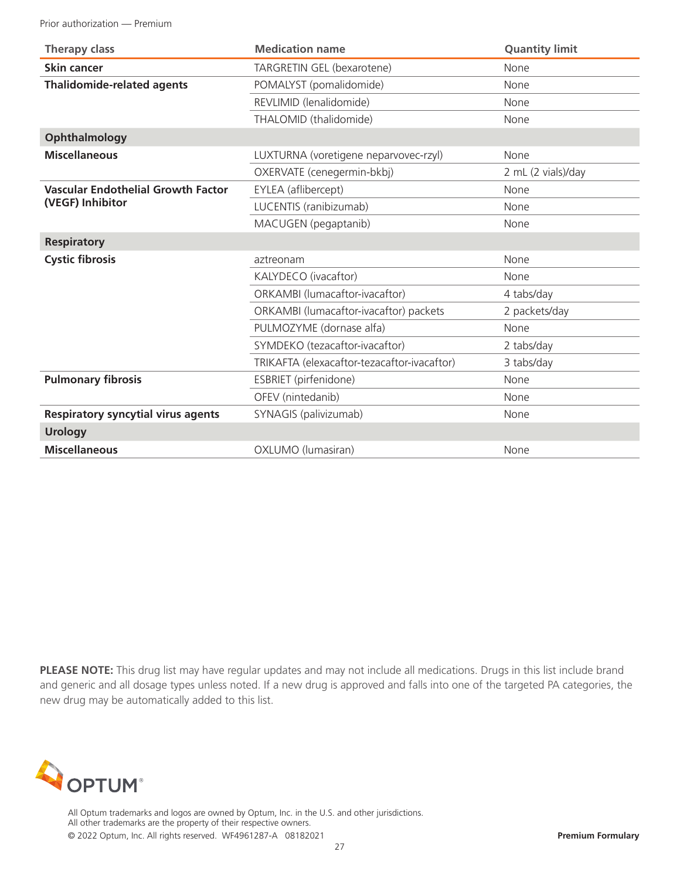| Therapy class | Medication name | Quantity limit |
|---|---|---|
| **Skin cancer** | TARGRETIN GEL (bexarotene) | None |
| **Thalidomide-related agents** | POMALYST (pomalidomide) | None |
| | REVLIMID (lenalidomide) | None |
| | THALOMID (thalidomide) | None |
| **Ophthalmology** | | |
| **Miscellaneous** | LUXTURNA (voretigene neparvovec-rzyl) | None |
| | OXERVATE (cenegermin-bkbj) | 2 mL (2 vials)/day |
| **Vascular Endothelial Growth Factor (VEGF) Inhibitor** | EYLEA (aflibercept) | None |
| | LUCENTIS (ranibizumab) | None |
| | MACUGEN (pegaptanib) | None |
| **Respiratory** | | |
| **Cystic fibrosis** | aztreonam | None |
| | KALYDECO (ivacaftor) | None |
| | ORKAMBI (lumacaftor-ivacaftor) | 4 tabs/day |
| | ORKAMBI (lumacaftor-ivacaftor) packets | 2 packets/day |
| | PULMOZYME (dornase alfa) | None |
| | SYMDEKO (tezacaftor-ivacaftor) | 2 tabs/day |
| | TRIKAFTA (elexacaftor-tezacaftor-ivacaftor) | 3 tabs/day |
| **Pulmonary fibrosis** | ESBRIET (pirfenidone) | None |
| | OFEV (nintedanib) | None |
| **Respiratory syncytial virus agents** | SYNAGIS (palivizumab) | None |
| **Urology** | | |
| **Miscellaneous** | OXLUMO (lumasiran) | None |

**PLEASE NOTE:** This drug list may have regular updates and may not include all medications. Drugs in this list include brand and generic and all dosage types unless noted. If a new drug is approved and falls into one of the targeted PA categories, the new drug may be automatically added to this list.

OPTUM®

All Optum trademarks and logos are owned by Optum, Inc. in the U.S. and other jurisdictions.
All other trademarks are the property of their respective owners.
© 2022 Optum, Inc. All rights reserved. WF4961287-A 08182021